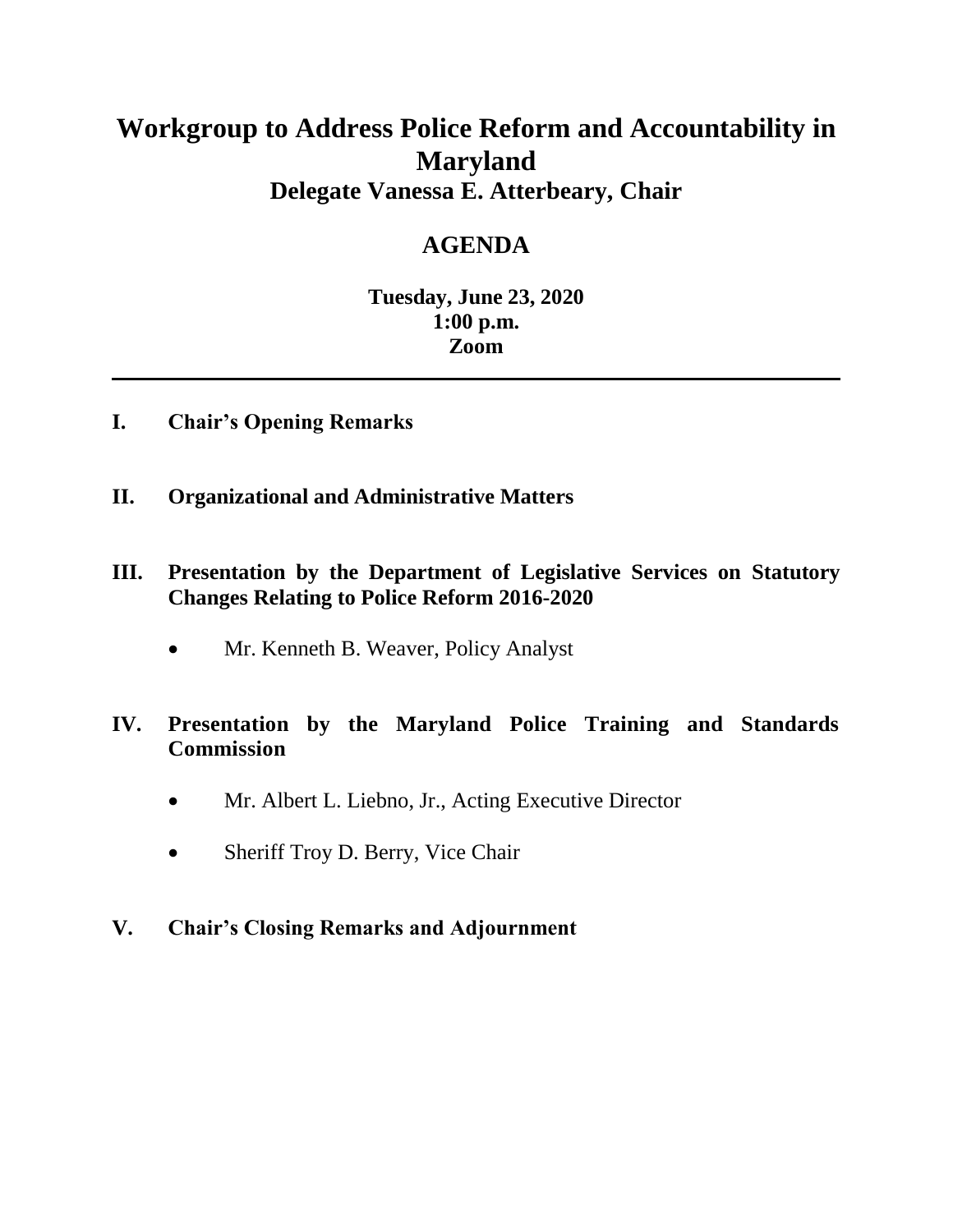# Workgroup to Address Police Reform and Accountability in Maryland

## Delegate Vanessa E. Atterbeary, Chair

## AGENDA

**Tuesday, June 23, 2020**
**1:00 p.m.**
**Zoom**

---

**I. Chair's Opening Remarks**

**II. Organizational and Administrative Matters**

**III. Presentation by the Department of Legislative Services on Statutory Changes Relating to Police Reform 2016-2020**

- Mr. Kenneth B. Weaver, Policy Analyst

**IV. Presentation by the Maryland Police Training and Standards Commission**

- Mr. Albert L. Liebno, Jr., Acting Executive Director
- Sheriff Troy D. Berry, Vice Chair

**V. Chair's Closing Remarks and Adjournment**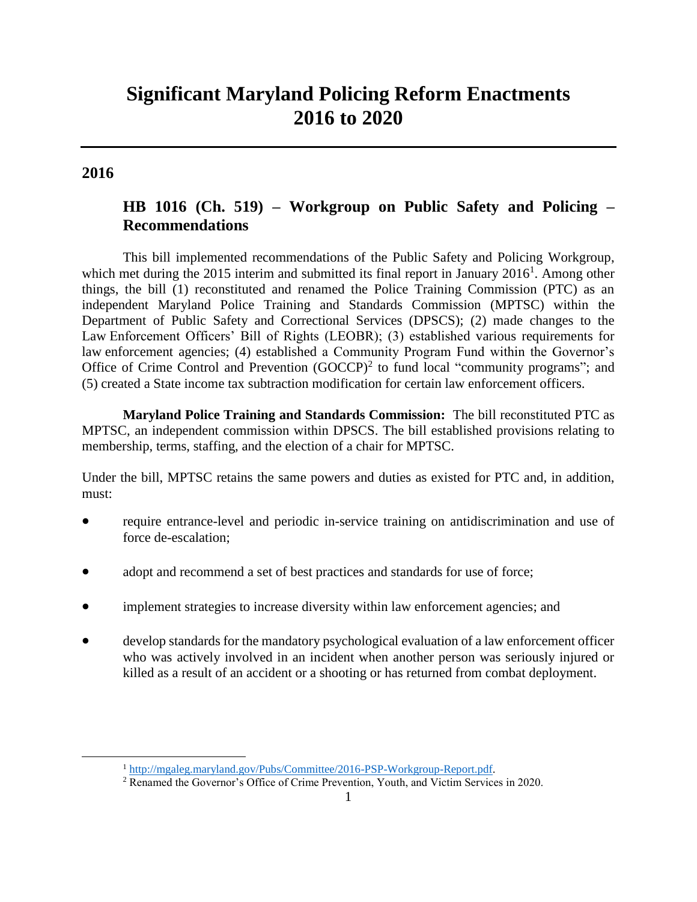# Significant Maryland Policing Reform Enactments 2016 to 2020

## 2016

### HB 1016 (Ch. 519) – Workgroup on Public Safety and Policing – Recommendations

This bill implemented recommendations of the Public Safety and Policing Workgroup, which met during the 2015 interim and submitted its final report in January 2016[1]. Among other things, the bill (1) reconstituted and renamed the Police Training Commission (PTC) as an independent Maryland Police Training and Standards Commission (MPTSC) within the Department of Public Safety and Correctional Services (DPSCS); (2) made changes to the Law Enforcement Officers' Bill of Rights (LEOBR); (3) established various requirements for law enforcement agencies; (4) established a Community Program Fund within the Governor's Office of Crime Control and Prevention (GOCCP)[2] to fund local "community programs"; and (5) created a State income tax subtraction modification for certain law enforcement officers.

**Maryland Police Training and Standards Commission:** The bill reconstituted PTC as MPTSC, an independent commission within DPSCS. The bill established provisions relating to membership, terms, staffing, and the election of a chair for MPTSC.

Under the bill, MPTSC retains the same powers and duties as existed for PTC and, in addition, must:

- require entrance-level and periodic in-service training on antidiscrimination and use of force de-escalation;
- adopt and recommend a set of best practices and standards for use of force;
- implement strategies to increase diversity within law enforcement agencies; and
- develop standards for the mandatory psychological evaluation of a law enforcement officer who was actively involved in an incident when another person was seriously injured or killed as a result of an accident or a shooting or has returned from combat deployment.

[1] http://mgaleg.maryland.gov/Pubs/Committee/2016-PSP-Workgroup-Report.pdf.

[2] Renamed the Governor's Office of Crime Prevention, Youth, and Victim Services in 2020.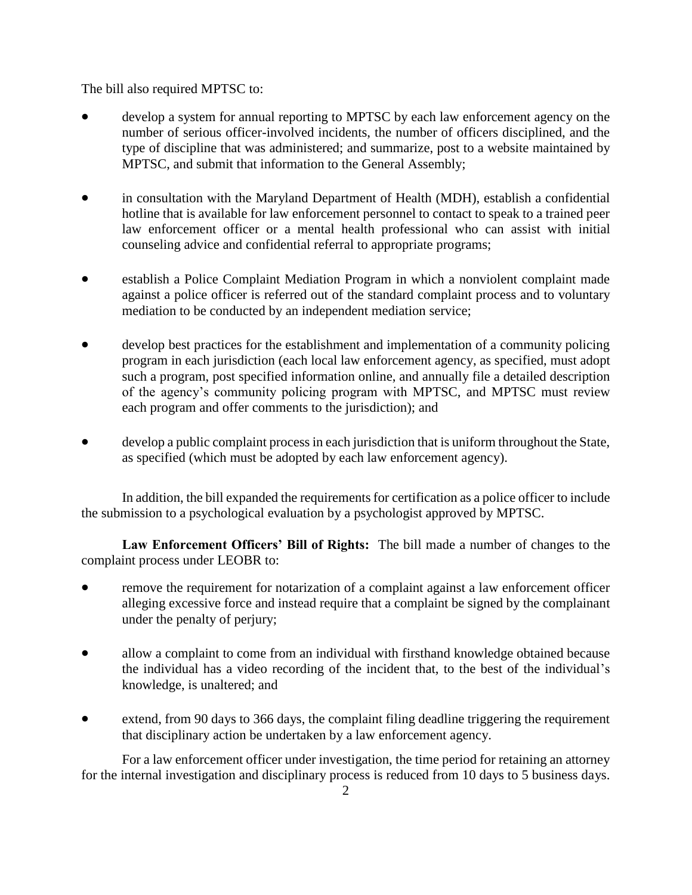The bill also required MPTSC to:

- develop a system for annual reporting to MPTSC by each law enforcement agency on the number of serious officer-involved incidents, the number of officers disciplined, and the type of discipline that was administered; and summarize, post to a website maintained by MPTSC, and submit that information to the General Assembly;
- in consultation with the Maryland Department of Health (MDH), establish a confidential hotline that is available for law enforcement personnel to contact to speak to a trained peer law enforcement officer or a mental health professional who can assist with initial counseling advice and confidential referral to appropriate programs;
- establish a Police Complaint Mediation Program in which a nonviolent complaint made against a police officer is referred out of the standard complaint process and to voluntary mediation to be conducted by an independent mediation service;
- develop best practices for the establishment and implementation of a community policing program in each jurisdiction (each local law enforcement agency, as specified, must adopt such a program, post specified information online, and annually file a detailed description of the agency's community policing program with MPTSC, and MPTSC must review each program and offer comments to the jurisdiction); and
- develop a public complaint process in each jurisdiction that is uniform throughout the State, as specified (which must be adopted by each law enforcement agency).

In addition, the bill expanded the requirements for certification as a police officer to include the submission to a psychological evaluation by a psychologist approved by MPTSC.

**Law Enforcement Officers' Bill of Rights:** The bill made a number of changes to the complaint process under LEOBR to:

- remove the requirement for notarization of a complaint against a law enforcement officer alleging excessive force and instead require that a complaint be signed by the complainant under the penalty of perjury;
- allow a complaint to come from an individual with firsthand knowledge obtained because the individual has a video recording of the incident that, to the best of the individual's knowledge, is unaltered; and
- extend, from 90 days to 366 days, the complaint filing deadline triggering the requirement that disciplinary action be undertaken by a law enforcement agency.

For a law enforcement officer under investigation, the time period for retaining an attorney for the internal investigation and disciplinary process is reduced from 10 days to 5 business days.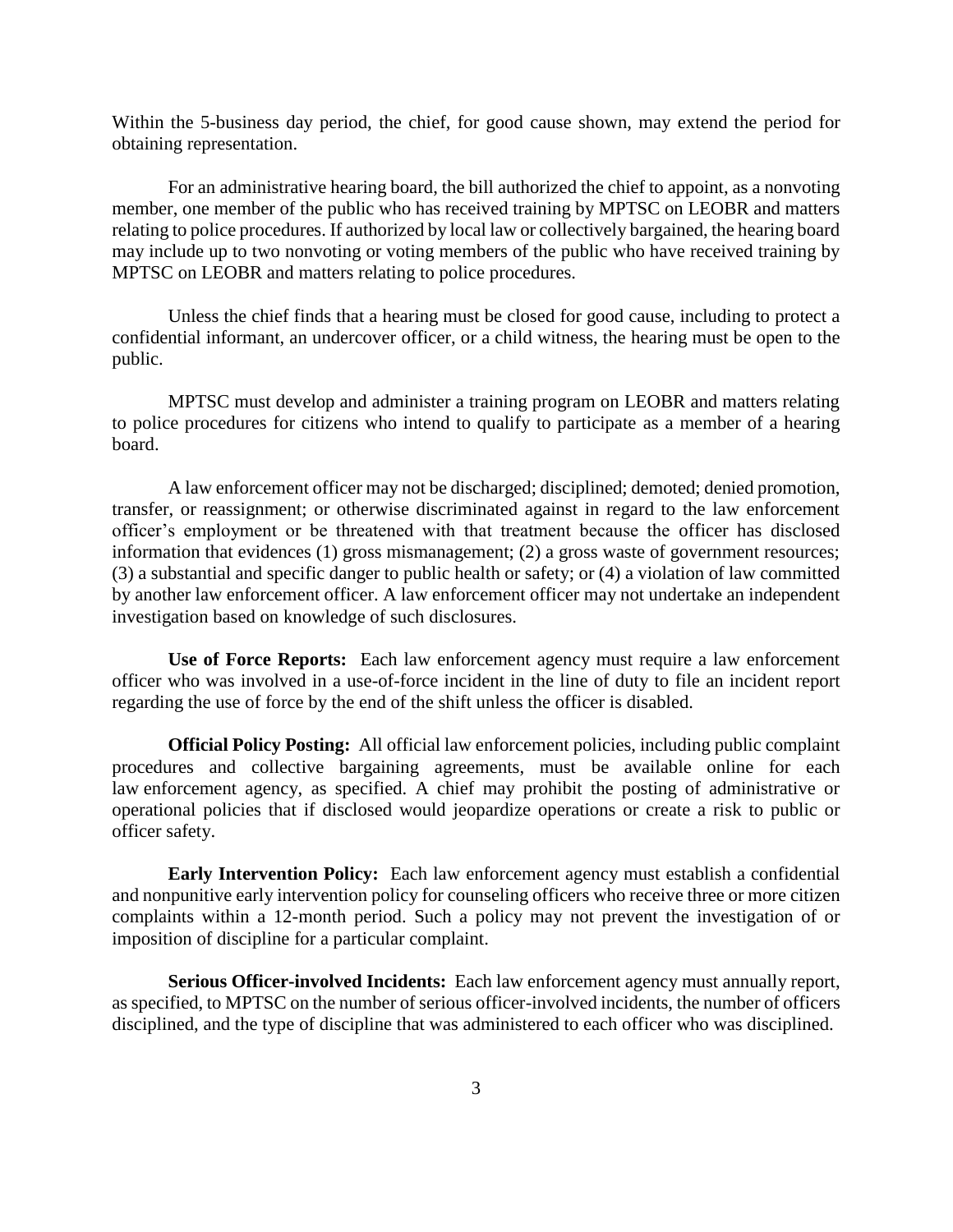Within the 5-business day period, the chief, for good cause shown, may extend the period for obtaining representation.

For an administrative hearing board, the bill authorized the chief to appoint, as a nonvoting member, one member of the public who has received training by MPTSC on LEOBR and matters relating to police procedures. If authorized by local law or collectively bargained, the hearing board may include up to two nonvoting or voting members of the public who have received training by MPTSC on LEOBR and matters relating to police procedures.

Unless the chief finds that a hearing must be closed for good cause, including to protect a confidential informant, an undercover officer, or a child witness, the hearing must be open to the public.

MPTSC must develop and administer a training program on LEOBR and matters relating to police procedures for citizens who intend to qualify to participate as a member of a hearing board.

A law enforcement officer may not be discharged; disciplined; demoted; denied promotion, transfer, or reassignment; or otherwise discriminated against in regard to the law enforcement officer's employment or be threatened with that treatment because the officer has disclosed information that evidences (1) gross mismanagement; (2) a gross waste of government resources; (3) a substantial and specific danger to public health or safety; or (4) a violation of law committed by another law enforcement officer. A law enforcement officer may not undertake an independent investigation based on knowledge of such disclosures.

**Use of Force Reports:** Each law enforcement agency must require a law enforcement officer who was involved in a use-of-force incident in the line of duty to file an incident report regarding the use of force by the end of the shift unless the officer is disabled.

**Official Policy Posting:** All official law enforcement policies, including public complaint procedures and collective bargaining agreements, must be available online for each law enforcement agency, as specified. A chief may prohibit the posting of administrative or operational policies that if disclosed would jeopardize operations or create a risk to public or officer safety.

**Early Intervention Policy:** Each law enforcement agency must establish a confidential and nonpunitive early intervention policy for counseling officers who receive three or more citizen complaints within a 12-month period. Such a policy may not prevent the investigation of or imposition of discipline for a particular complaint.

**Serious Officer-involved Incidents:** Each law enforcement agency must annually report, as specified, to MPTSC on the number of serious officer-involved incidents, the number of officers disciplined, and the type of discipline that was administered to each officer who was disciplined.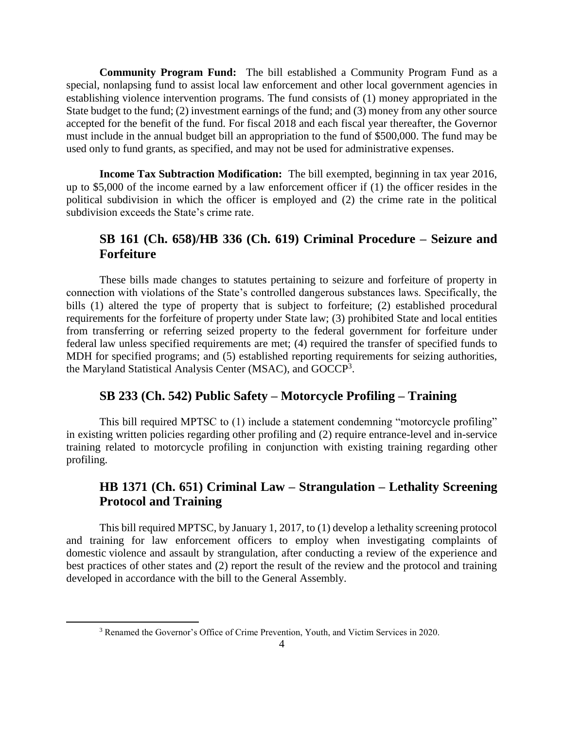**Community Program Fund:** The bill established a Community Program Fund as a special, nonlapsing fund to assist local law enforcement and other local government agencies in establishing violence intervention programs. The fund consists of (1) money appropriated in the State budget to the fund; (2) investment earnings of the fund; and (3) money from any other source accepted for the benefit of the fund. For fiscal 2018 and each fiscal year thereafter, the Governor must include in the annual budget bill an appropriation to the fund of $500,000. The fund may be used only to fund grants, as specified, and may not be used for administrative expenses.

**Income Tax Subtraction Modification:** The bill exempted, beginning in tax year 2016, up to $5,000 of the income earned by a law enforcement officer if (1) the officer resides in the political subdivision in which the officer is employed and (2) the crime rate in the political subdivision exceeds the State's crime rate.

## SB 161 (Ch. 658)/HB 336 (Ch. 619) Criminal Procedure – Seizure and Forfeiture

These bills made changes to statutes pertaining to seizure and forfeiture of property in connection with violations of the State's controlled dangerous substances laws. Specifically, the bills (1) altered the type of property that is subject to forfeiture; (2) established procedural requirements for the forfeiture of property under State law; (3) prohibited State and local entities from transferring or referring seized property to the federal government for forfeiture under federal law unless specified requirements are met; (4) required the transfer of specified funds to MDH for specified programs; and (5) established reporting requirements for seizing authorities, the Maryland Statistical Analysis Center (MSAC), and GOCCP[3].

## SB 233 (Ch. 542) Public Safety – Motorcycle Profiling – Training

This bill required MPTSC to (1) include a statement condemning "motorcycle profiling" in existing written policies regarding other profiling and (2) require entrance-level and in-service training related to motorcycle profiling in conjunction with existing training regarding other profiling.

## HB 1371 (Ch. 651) Criminal Law – Strangulation – Lethality Screening Protocol and Training

This bill required MPTSC, by January 1, 2017, to (1) develop a lethality screening protocol and training for law enforcement officers to employ when investigating complaints of domestic violence and assault by strangulation, after conducting a review of the experience and best practices of other states and (2) report the result of the review and the protocol and training developed in accordance with the bill to the General Assembly.

[3] Renamed the Governor's Office of Crime Prevention, Youth, and Victim Services in 2020.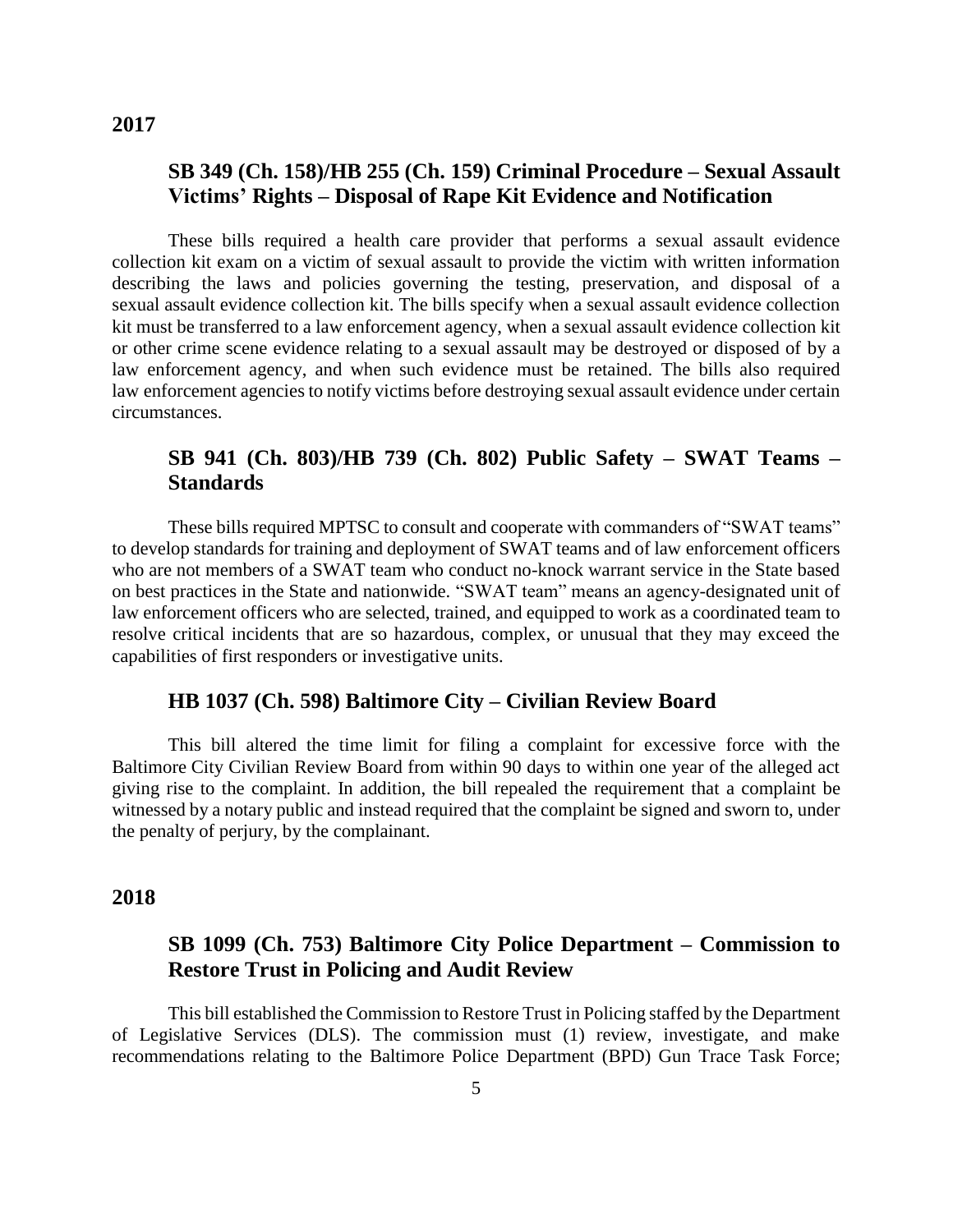## 2017

### SB 349 (Ch. 158)/HB 255 (Ch. 159) Criminal Procedure – Sexual Assault Victims' Rights – Disposal of Rape Kit Evidence and Notification

These bills required a health care provider that performs a sexual assault evidence collection kit exam on a victim of sexual assault to provide the victim with written information describing the laws and policies governing the testing, preservation, and disposal of a sexual assault evidence collection kit. The bills specify when a sexual assault evidence collection kit must be transferred to a law enforcement agency, when a sexual assault evidence collection kit or other crime scene evidence relating to a sexual assault may be destroyed or disposed of by a law enforcement agency, and when such evidence must be retained. The bills also required law enforcement agencies to notify victims before destroying sexual assault evidence under certain circumstances.

### SB 941 (Ch. 803)/HB 739 (Ch. 802) Public Safety – SWAT Teams – Standards

These bills required MPTSC to consult and cooperate with commanders of "SWAT teams" to develop standards for training and deployment of SWAT teams and of law enforcement officers who are not members of a SWAT team who conduct no-knock warrant service in the State based on best practices in the State and nationwide. "SWAT team" means an agency-designated unit of law enforcement officers who are selected, trained, and equipped to work as a coordinated team to resolve critical incidents that are so hazardous, complex, or unusual that they may exceed the capabilities of first responders or investigative units.

### HB 1037 (Ch. 598) Baltimore City – Civilian Review Board

This bill altered the time limit for filing a complaint for excessive force with the Baltimore City Civilian Review Board from within 90 days to within one year of the alleged act giving rise to the complaint. In addition, the bill repealed the requirement that a complaint be witnessed by a notary public and instead required that the complaint be signed and sworn to, under the penalty of perjury, by the complainant.

## 2018

### SB 1099 (Ch. 753) Baltimore City Police Department – Commission to Restore Trust in Policing and Audit Review

This bill established the Commission to Restore Trust in Policing staffed by the Department of Legislative Services (DLS). The commission must (1) review, investigate, and make recommendations relating to the Baltimore Police Department (BPD) Gun Trace Task Force;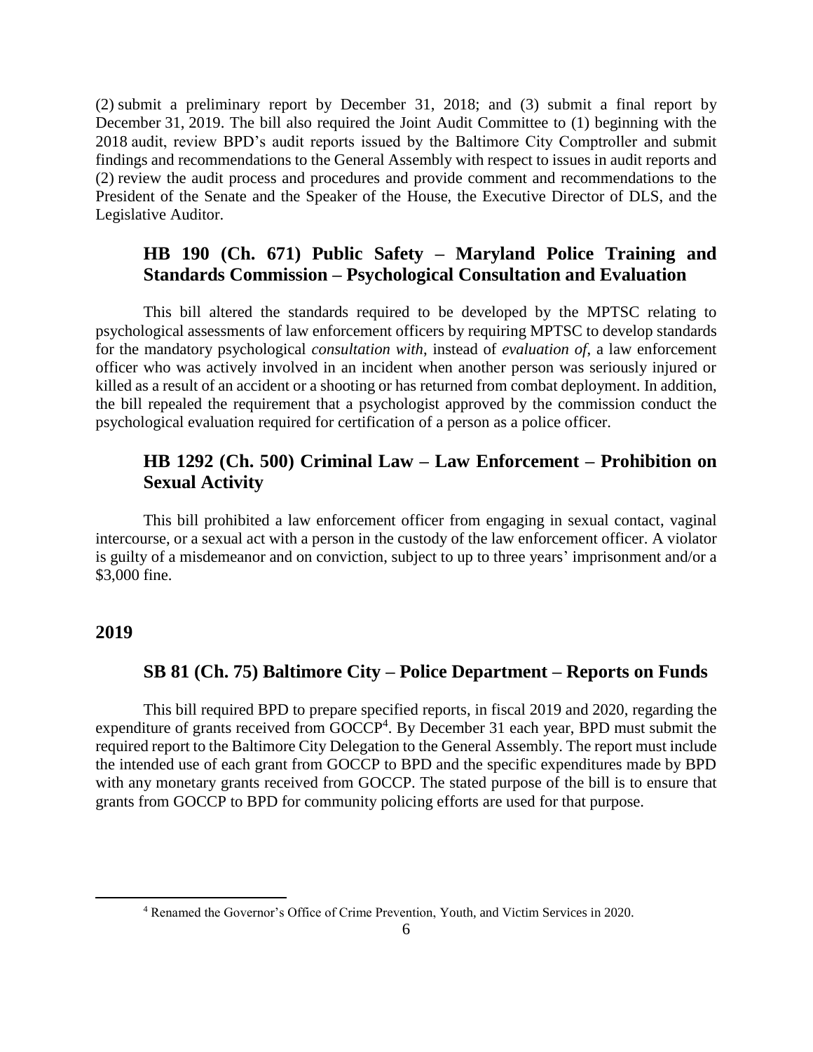(2) submit a preliminary report by December 31, 2018; and (3) submit a final report by December 31, 2019. The bill also required the Joint Audit Committee to (1) beginning with the 2018 audit, review BPD's audit reports issued by the Baltimore City Comptroller and submit findings and recommendations to the General Assembly with respect to issues in audit reports and (2) review the audit process and procedures and provide comment and recommendations to the President of the Senate and the Speaker of the House, the Executive Director of DLS, and the Legislative Auditor.

### HB 190 (Ch. 671) Public Safety – Maryland Police Training and Standards Commission – Psychological Consultation and Evaluation

This bill altered the standards required to be developed by the MPTSC relating to psychological assessments of law enforcement officers by requiring MPTSC to develop standards for the mandatory psychological *consultation with*, instead of *evaluation of*, a law enforcement officer who was actively involved in an incident when another person was seriously injured or killed as a result of an accident or a shooting or has returned from combat deployment. In addition, the bill repealed the requirement that a psychologist approved by the commission conduct the psychological evaluation required for certification of a person as a police officer.

### HB 1292 (Ch. 500) Criminal Law – Law Enforcement – Prohibition on Sexual Activity

This bill prohibited a law enforcement officer from engaging in sexual contact, vaginal intercourse, or a sexual act with a person in the custody of the law enforcement officer. A violator is guilty of a misdemeanor and on conviction, subject to up to three years' imprisonment and/or a $3,000 fine.

## 2019

### SB 81 (Ch. 75) Baltimore City – Police Department – Reports on Funds

This bill required BPD to prepare specified reports, in fiscal 2019 and 2020, regarding the expenditure of grants received from GOCCP[4]. By December 31 each year, BPD must submit the required report to the Baltimore City Delegation to the General Assembly. The report must include the intended use of each grant from GOCCP to BPD and the specific expenditures made by BPD with any monetary grants received from GOCCP. The stated purpose of the bill is to ensure that grants from GOCCP to BPD for community policing efforts are used for that purpose.

[4] Renamed the Governor's Office of Crime Prevention, Youth, and Victim Services in 2020.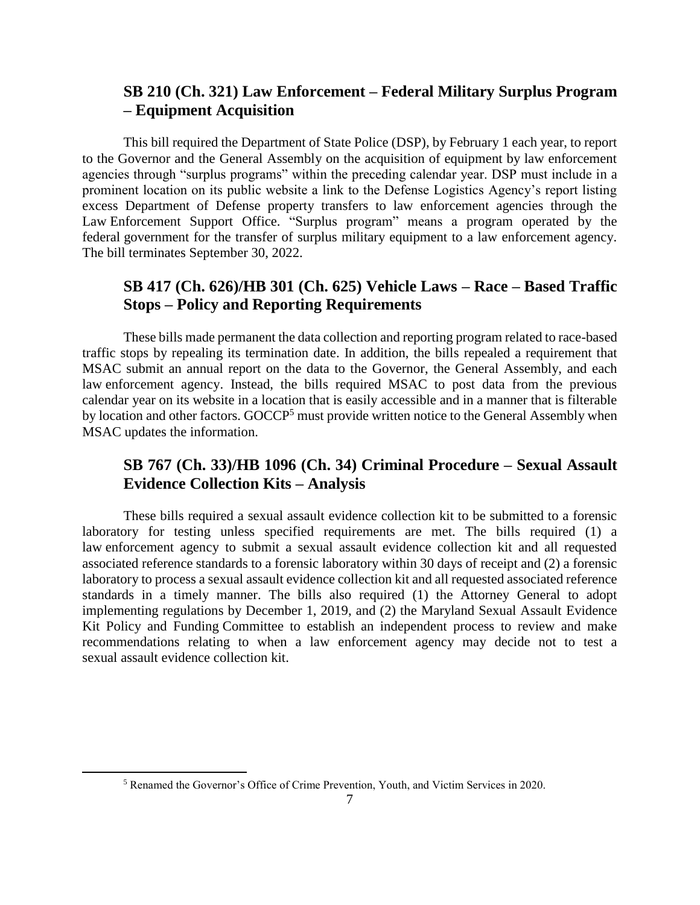## SB 210 (Ch. 321) Law Enforcement – Federal Military Surplus Program – Equipment Acquisition

This bill required the Department of State Police (DSP), by February 1 each year, to report to the Governor and the General Assembly on the acquisition of equipment by law enforcement agencies through "surplus programs" within the preceding calendar year. DSP must include in a prominent location on its public website a link to the Defense Logistics Agency's report listing excess Department of Defense property transfers to law enforcement agencies through the Law Enforcement Support Office. "Surplus program" means a program operated by the federal government for the transfer of surplus military equipment to a law enforcement agency. The bill terminates September 30, 2022.

## SB 417 (Ch. 626)/HB 301 (Ch. 625) Vehicle Laws – Race – Based Traffic Stops – Policy and Reporting Requirements

These bills made permanent the data collection and reporting program related to race-based traffic stops by repealing its termination date. In addition, the bills repealed a requirement that MSAC submit an annual report on the data to the Governor, the General Assembly, and each law enforcement agency. Instead, the bills required MSAC to post data from the previous calendar year on its website in a location that is easily accessible and in a manner that is filterable by location and other factors. GOCCP[5] must provide written notice to the General Assembly when MSAC updates the information.

## SB 767 (Ch. 33)/HB 1096 (Ch. 34) Criminal Procedure – Sexual Assault Evidence Collection Kits – Analysis

These bills required a sexual assault evidence collection kit to be submitted to a forensic laboratory for testing unless specified requirements are met. The bills required (1) a law enforcement agency to submit a sexual assault evidence collection kit and all requested associated reference standards to a forensic laboratory within 30 days of receipt and (2) a forensic laboratory to process a sexual assault evidence collection kit and all requested associated reference standards in a timely manner. The bills also required (1) the Attorney General to adopt implementing regulations by December 1, 2019, and (2) the Maryland Sexual Assault Evidence Kit Policy and Funding Committee to establish an independent process to review and make recommendations relating to when a law enforcement agency may decide not to test a sexual assault evidence collection kit.

[5] Renamed the Governor's Office of Crime Prevention, Youth, and Victim Services in 2020.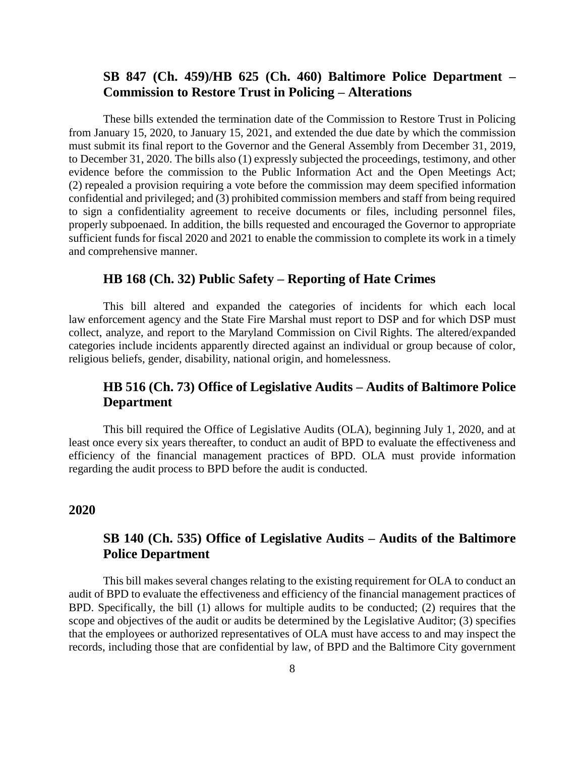### SB 847 (Ch. 459)/HB 625 (Ch. 460) Baltimore Police Department – Commission to Restore Trust in Policing – Alterations

These bills extended the termination date of the Commission to Restore Trust in Policing from January 15, 2020, to January 15, 2021, and extended the due date by which the commission must submit its final report to the Governor and the General Assembly from December 31, 2019, to December 31, 2020. The bills also (1) expressly subjected the proceedings, testimony, and other evidence before the commission to the Public Information Act and the Open Meetings Act; (2) repealed a provision requiring a vote before the commission may deem specified information confidential and privileged; and (3) prohibited commission members and staff from being required to sign a confidentiality agreement to receive documents or files, including personnel files, properly subpoenaed. In addition, the bills requested and encouraged the Governor to appropriate sufficient funds for fiscal 2020 and 2021 to enable the commission to complete its work in a timely and comprehensive manner.

### HB 168 (Ch. 32) Public Safety – Reporting of Hate Crimes

This bill altered and expanded the categories of incidents for which each local law enforcement agency and the State Fire Marshal must report to DSP and for which DSP must collect, analyze, and report to the Maryland Commission on Civil Rights. The altered/expanded categories include incidents apparently directed against an individual or group because of color, religious beliefs, gender, disability, national origin, and homelessness.

### HB 516 (Ch. 73) Office of Legislative Audits – Audits of Baltimore Police Department

This bill required the Office of Legislative Audits (OLA), beginning July 1, 2020, and at least once every six years thereafter, to conduct an audit of BPD to evaluate the effectiveness and efficiency of the financial management practices of BPD. OLA must provide information regarding the audit process to BPD before the audit is conducted.

## 2020

### SB 140 (Ch. 535) Office of Legislative Audits – Audits of the Baltimore Police Department

This bill makes several changes relating to the existing requirement for OLA to conduct an audit of BPD to evaluate the effectiveness and efficiency of the financial management practices of BPD. Specifically, the bill (1) allows for multiple audits to be conducted; (2) requires that the scope and objectives of the audit or audits be determined by the Legislative Auditor; (3) specifies that the employees or authorized representatives of OLA must have access to and may inspect the records, including those that are confidential by law, of BPD and the Baltimore City government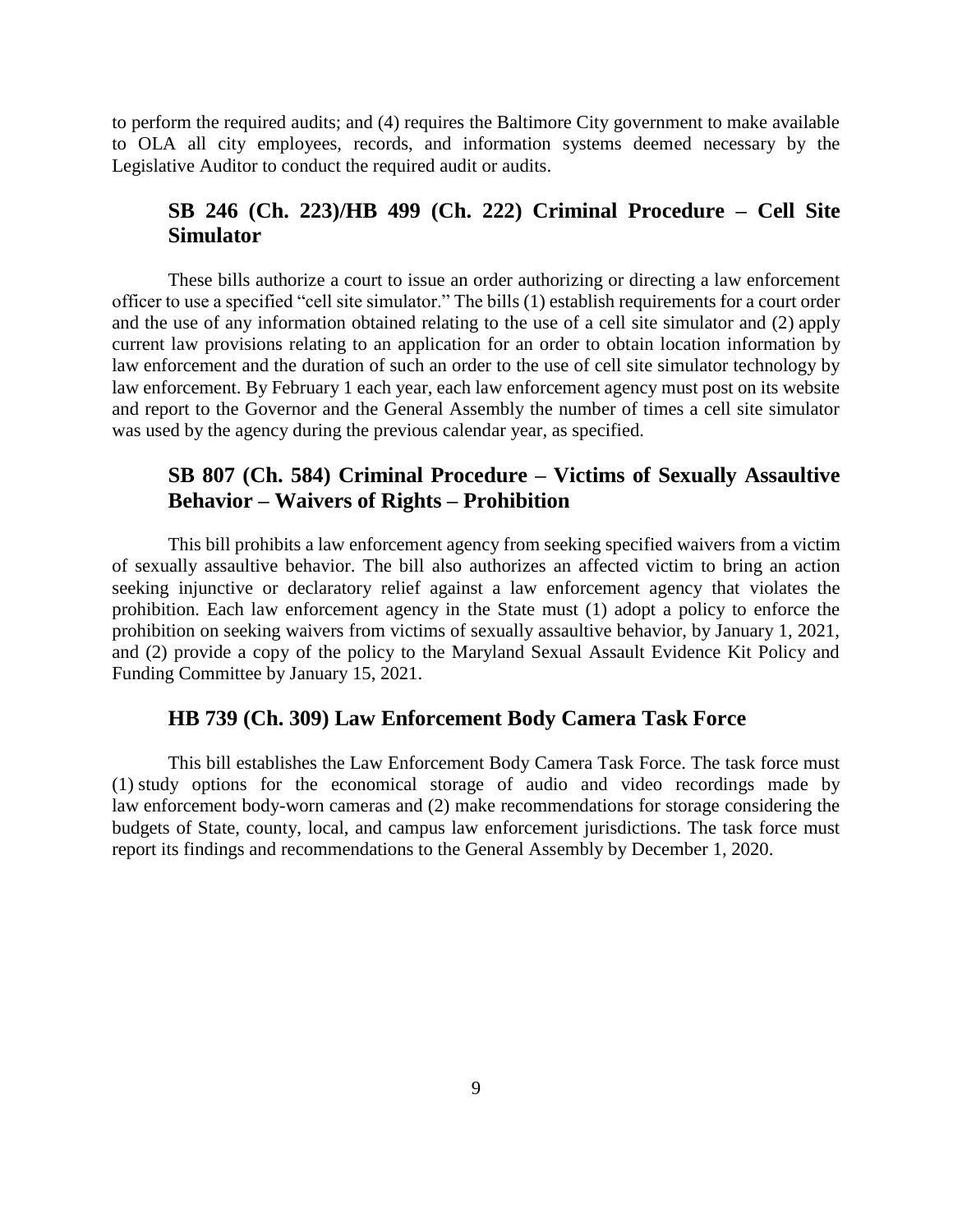to perform the required audits; and (4) requires the Baltimore City government to make available to OLA all city employees, records, and information systems deemed necessary by the Legislative Auditor to conduct the required audit or audits.

### SB 246 (Ch. 223)/HB 499 (Ch. 222) Criminal Procedure – Cell Site Simulator

These bills authorize a court to issue an order authorizing or directing a law enforcement officer to use a specified "cell site simulator." The bills (1) establish requirements for a court order and the use of any information obtained relating to the use of a cell site simulator and (2) apply current law provisions relating to an application for an order to obtain location information by law enforcement and the duration of such an order to the use of cell site simulator technology by law enforcement. By February 1 each year, each law enforcement agency must post on its website and report to the Governor and the General Assembly the number of times a cell site simulator was used by the agency during the previous calendar year, as specified.

### SB 807 (Ch. 584) Criminal Procedure – Victims of Sexually Assaultive Behavior – Waivers of Rights – Prohibition

This bill prohibits a law enforcement agency from seeking specified waivers from a victim of sexually assaultive behavior. The bill also authorizes an affected victim to bring an action seeking injunctive or declaratory relief against a law enforcement agency that violates the prohibition. Each law enforcement agency in the State must (1) adopt a policy to enforce the prohibition on seeking waivers from victims of sexually assaultive behavior, by January 1, 2021, and (2) provide a copy of the policy to the Maryland Sexual Assault Evidence Kit Policy and Funding Committee by January 15, 2021.

### HB 739 (Ch. 309) Law Enforcement Body Camera Task Force

This bill establishes the Law Enforcement Body Camera Task Force. The task force must (1) study options for the economical storage of audio and video recordings made by law enforcement body-worn cameras and (2) make recommendations for storage considering the budgets of State, county, local, and campus law enforcement jurisdictions. The task force must report its findings and recommendations to the General Assembly by December 1, 2020.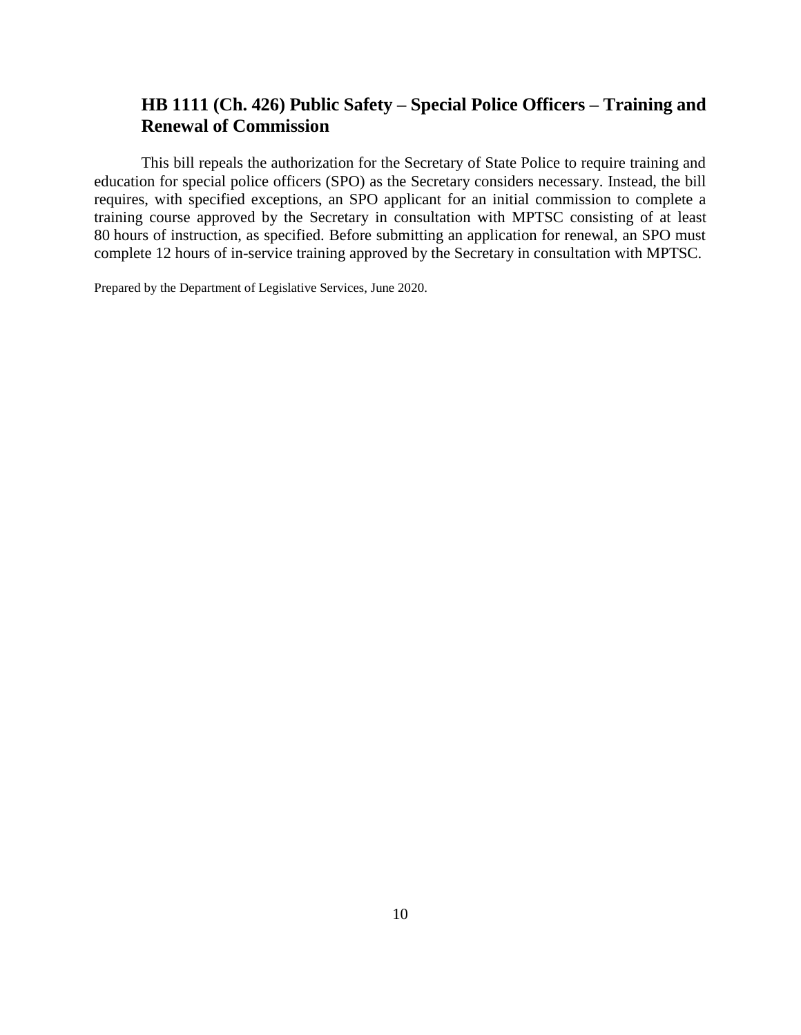### HB 1111 (Ch. 426) Public Safety – Special Police Officers – Training and Renewal of Commission

This bill repeals the authorization for the Secretary of State Police to require training and education for special police officers (SPO) as the Secretary considers necessary. Instead, the bill requires, with specified exceptions, an SPO applicant for an initial commission to complete a training course approved by the Secretary in consultation with MPTSC consisting of at least 80 hours of instruction, as specified. Before submitting an application for renewal, an SPO must complete 12 hours of in-service training approved by the Secretary in consultation with MPTSC.

Prepared by the Department of Legislative Services, June 2020.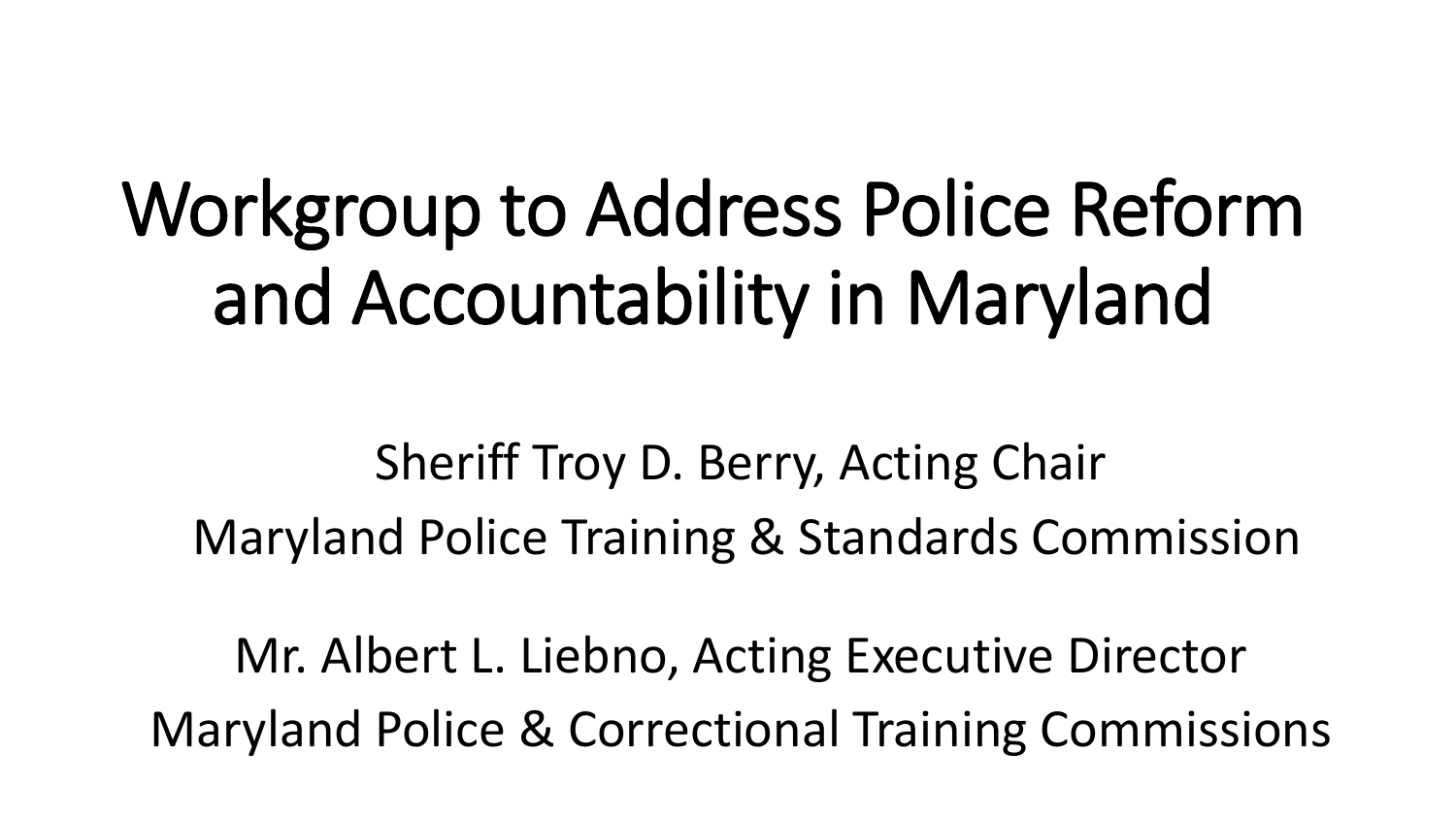# Workgroup to Address Police Reform and Accountability in Maryland

Sheriff Troy D. Berry, Acting Chair
Maryland Police Training & Standards Commission

Mr. Albert L. Liebno, Acting Executive Director
Maryland Police & Correctional Training Commissions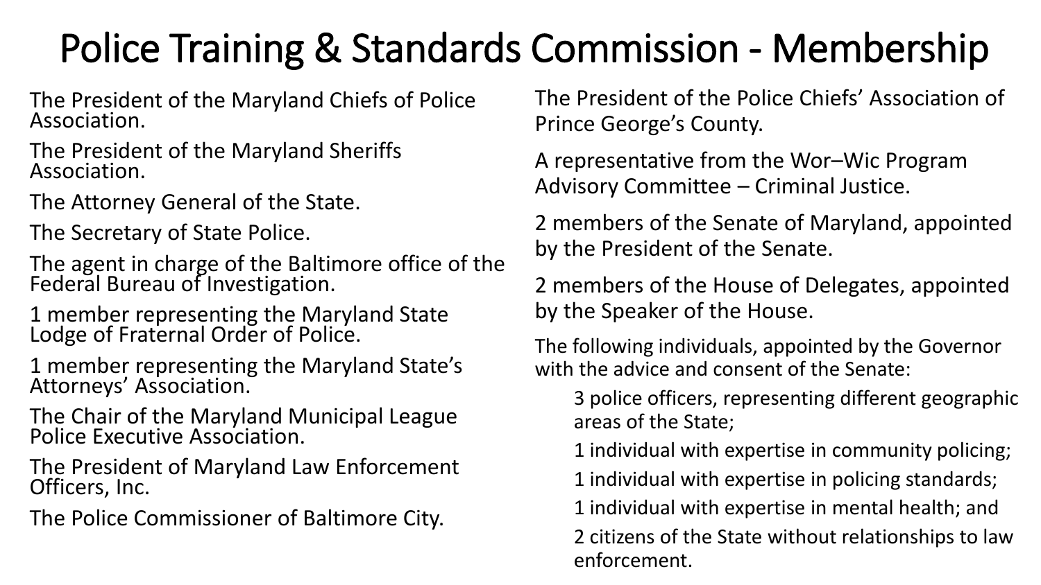# Police Training & Standards Commission - Membership

The President of the Maryland Chiefs of Police Association.

The President of the Maryland Sheriffs Association.

The Attorney General of the State.

The Secretary of State Police.

The agent in charge of the Baltimore office of the Federal Bureau of Investigation.

1 member representing the Maryland State Lodge of Fraternal Order of Police.

1 member representing the Maryland State's Attorneys' Association.

The Chair of the Maryland Municipal League Police Executive Association.

The President of Maryland Law Enforcement Officers, Inc.

The Police Commissioner of Baltimore City.

The President of the Police Chiefs' Association of Prince George's County.

A representative from the Wor–Wic Program Advisory Committee – Criminal Justice.

2 members of the Senate of Maryland, appointed by the President of the Senate.

2 members of the House of Delegates, appointed by the Speaker of the House.

The following individuals, appointed by the Governor with the advice and consent of the Senate:

- 3 police officers, representing different geographic areas of the State;
- 1 individual with expertise in community policing;
- 1 individual with expertise in policing standards;
- 1 individual with expertise in mental health; and
- 2 citizens of the State without relationships to law enforcement.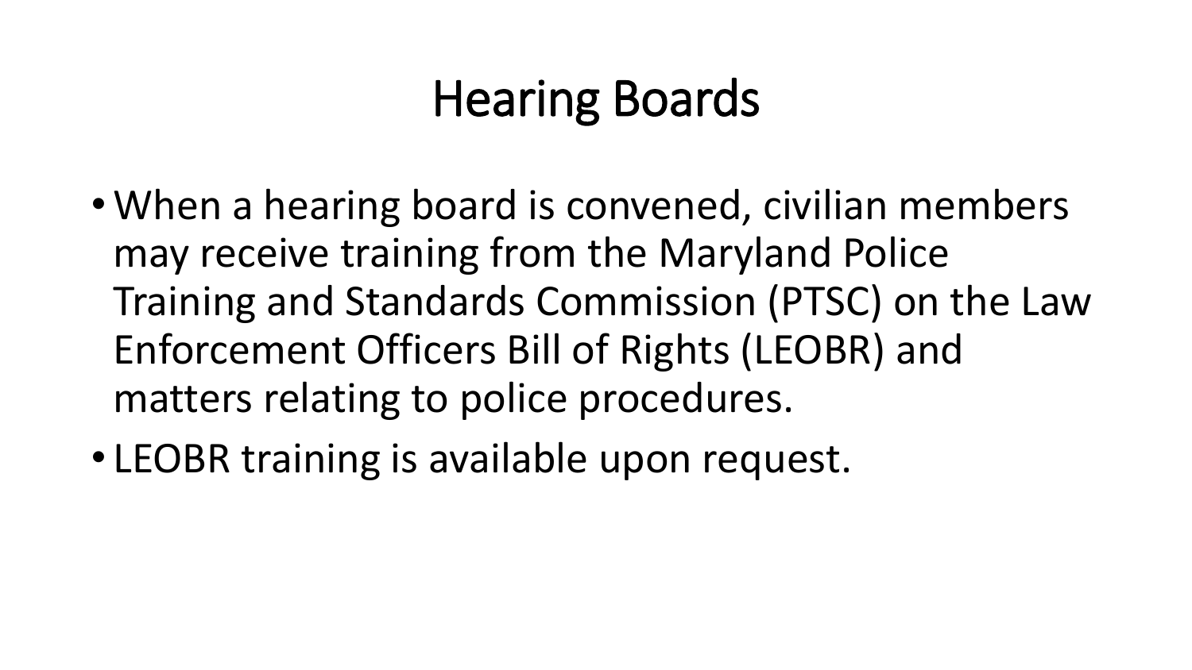# Hearing Boards

- When a hearing board is convened, civilian members may receive training from the Maryland Police Training and Standards Commission (PTSC) on the Law Enforcement Officers Bill of Rights (LEOBR) and matters relating to police procedures.
- LEOBR training is available upon request.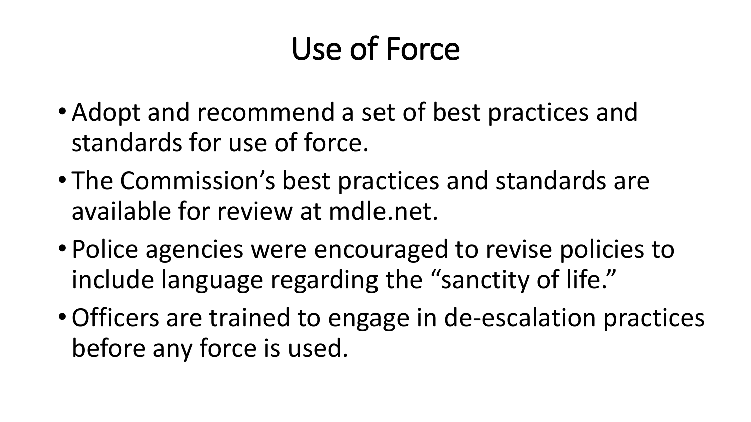# Use of Force

- Adopt and recommend a set of best practices and standards for use of force.
- The Commission's best practices and standards are available for review at mdle.net.
- Police agencies were encouraged to revise policies to include language regarding the "sanctity of life."
- Officers are trained to engage in de-escalation practices before any force is used.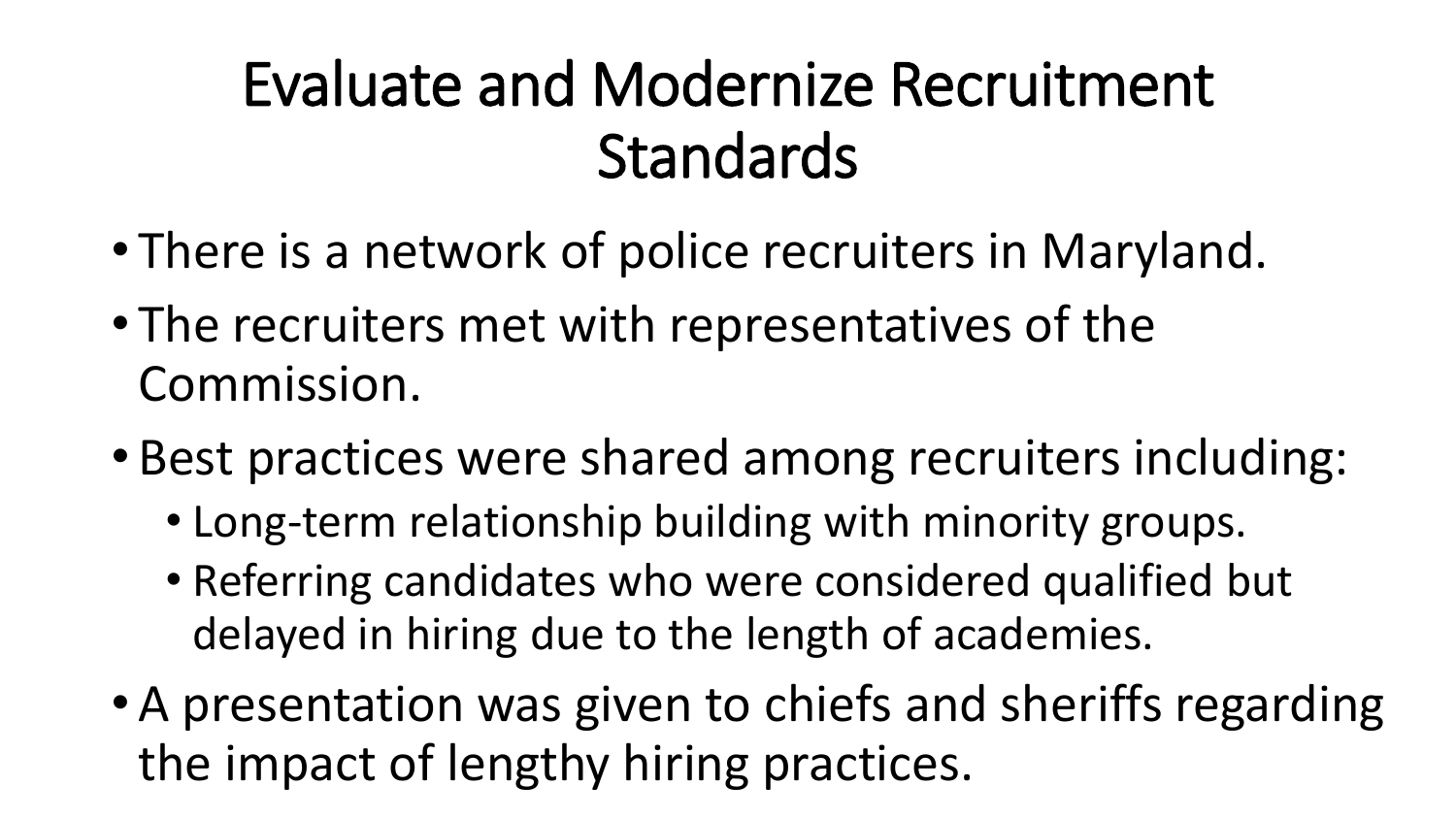# Evaluate and Modernize Recruitment Standards

- There is a network of police recruiters in Maryland.
- The recruiters met with representatives of the Commission.
- Best practices were shared among recruiters including:
  - Long-term relationship building with minority groups.
  - Referring candidates who were considered qualified but delayed in hiring due to the length of academies.
- A presentation was given to chiefs and sheriffs regarding the impact of lengthy hiring practices.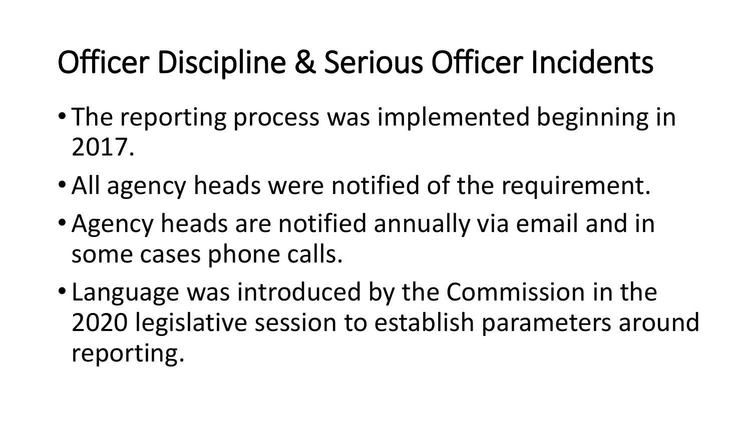# Officer Discipline & Serious Officer Incidents

- The reporting process was implemented beginning in 2017.
- All agency heads were notified of the requirement.
- Agency heads are notified annually via email and in some cases phone calls.
- Language was introduced by the Commission in the 2020 legislative session to establish parameters around reporting.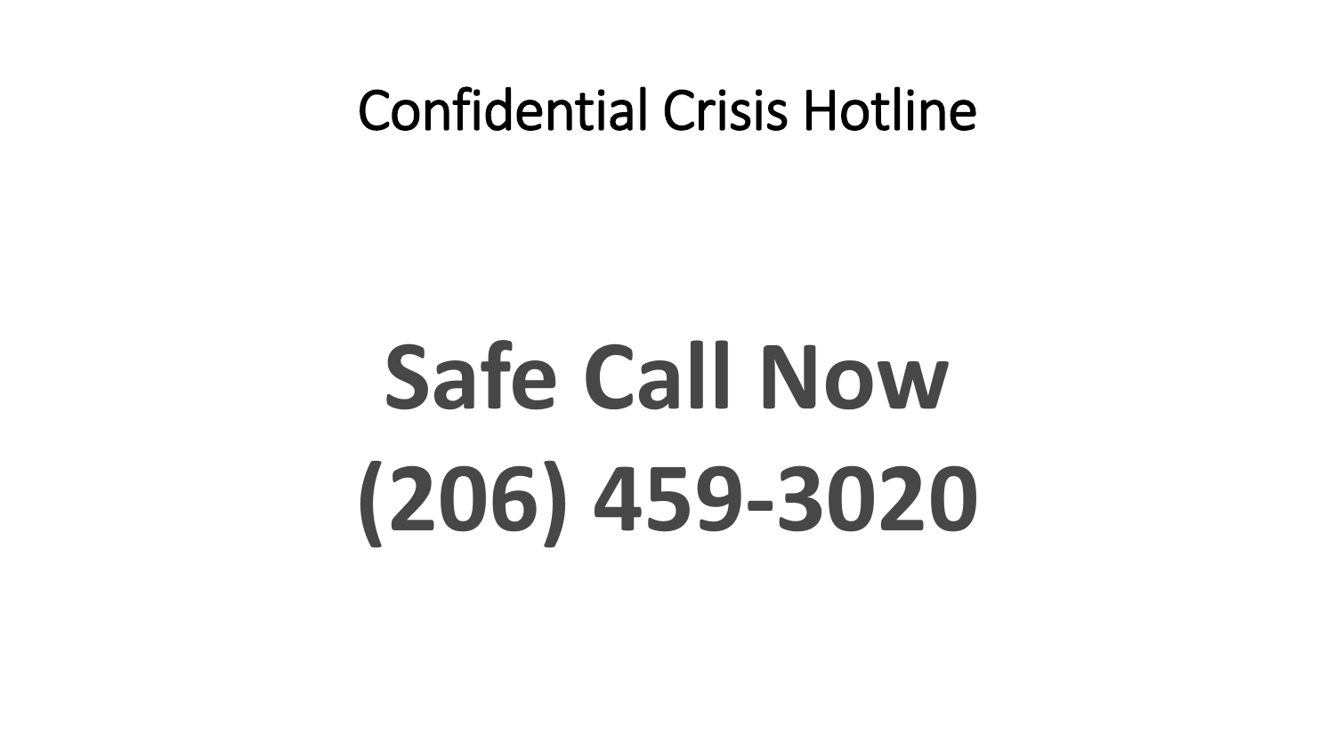# Confidential Crisis Hotline

**Safe Call Now**
**(206) 459-3020**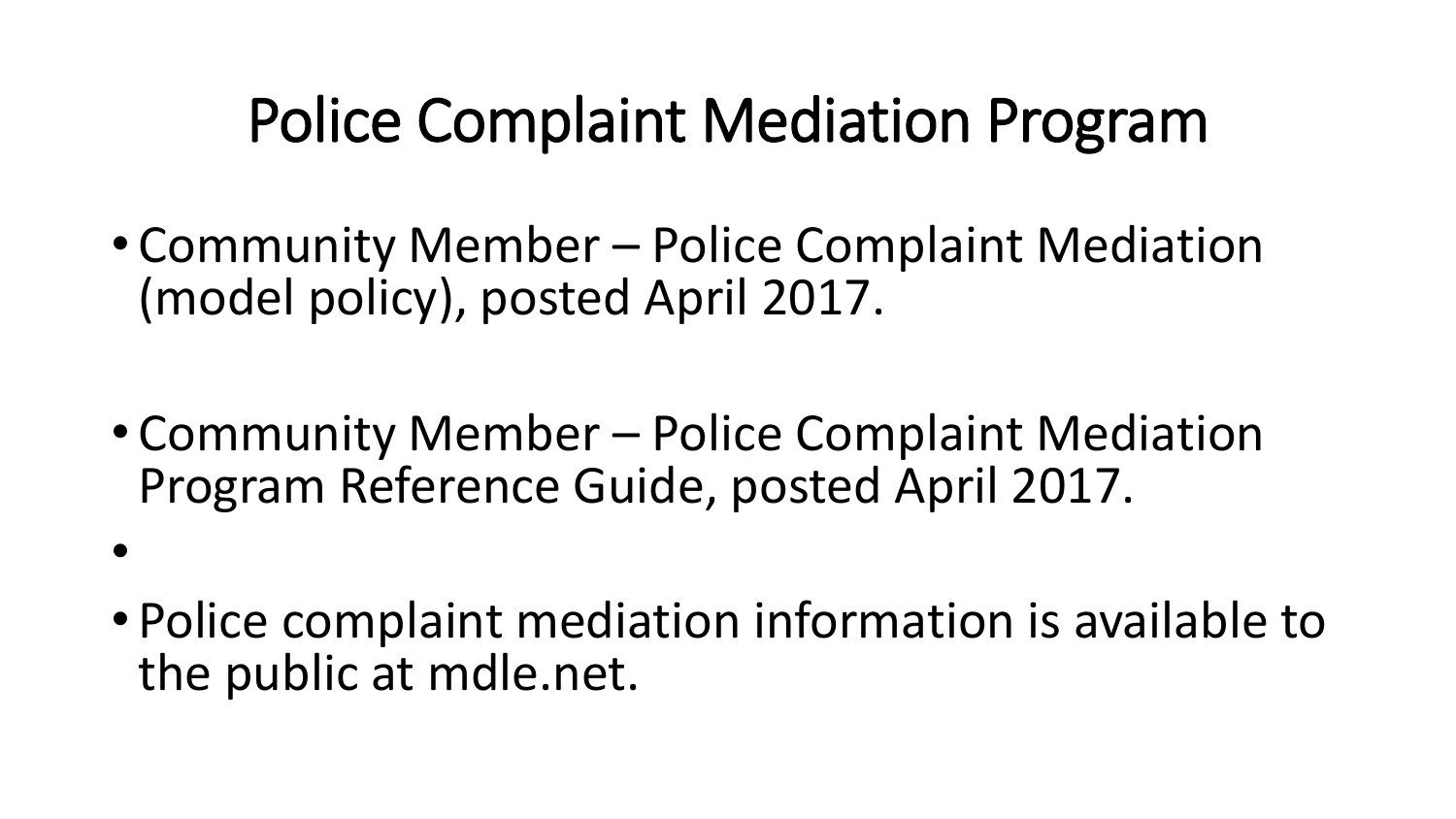# Police Complaint Mediation Program

- Community Member – Police Complaint Mediation (model policy), posted April 2017.
- Community Member – Police Complaint Mediation Program Reference Guide, posted April 2017.
- Police complaint mediation information is available to the public at mdle.net.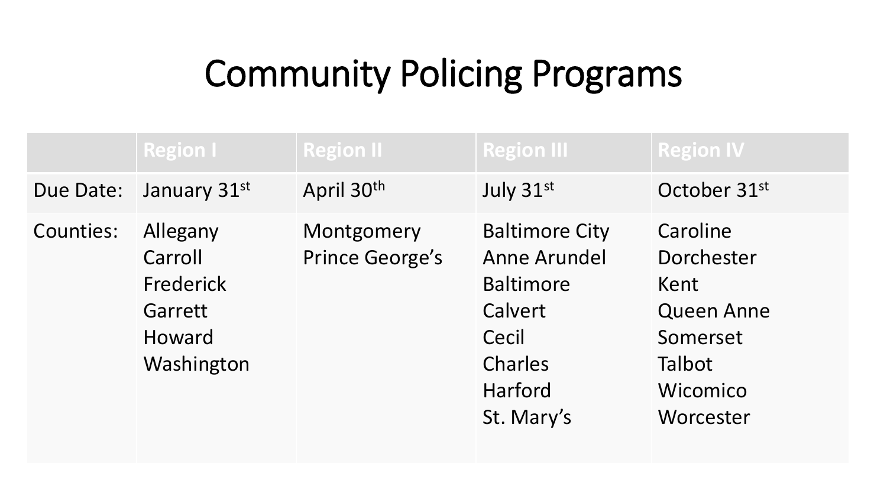# Community Policing Programs

| | Region I | Region II | Region III | Region IV |
|---|---|---|---|---|
| Due Date: | January 31st | April 30th | July 31st | October 31st |
| Counties: | Allegany<br>Carroll<br>Frederick<br>Garrett<br>Howard<br>Washington | Montgomery<br>Prince George's | Baltimore City<br>Anne Arundel<br>Baltimore<br>Calvert<br>Cecil<br>Charles<br>Harford<br>St. Mary's | Caroline<br>Dorchester<br>Kent<br>Queen Anne<br>Somerset<br>Talbot<br>Wicomico<br>Worcester |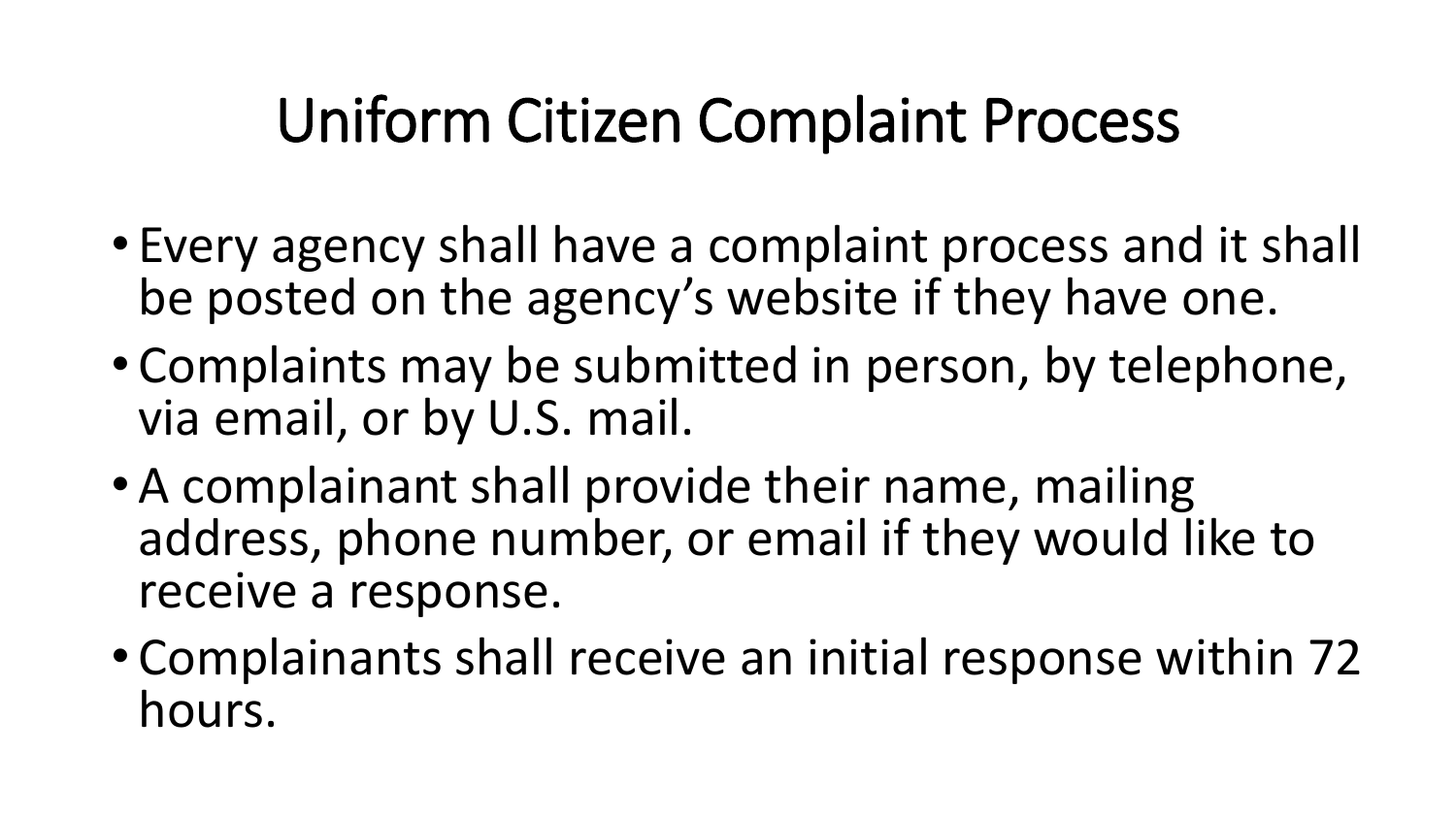# Uniform Citizen Complaint Process

- Every agency shall have a complaint process and it shall be posted on the agency's website if they have one.
- Complaints may be submitted in person, by telephone, via email, or by U.S. mail.
- A complainant shall provide their name, mailing address, phone number, or email if they would like to receive a response.
- Complainants shall receive an initial response within 72 hours.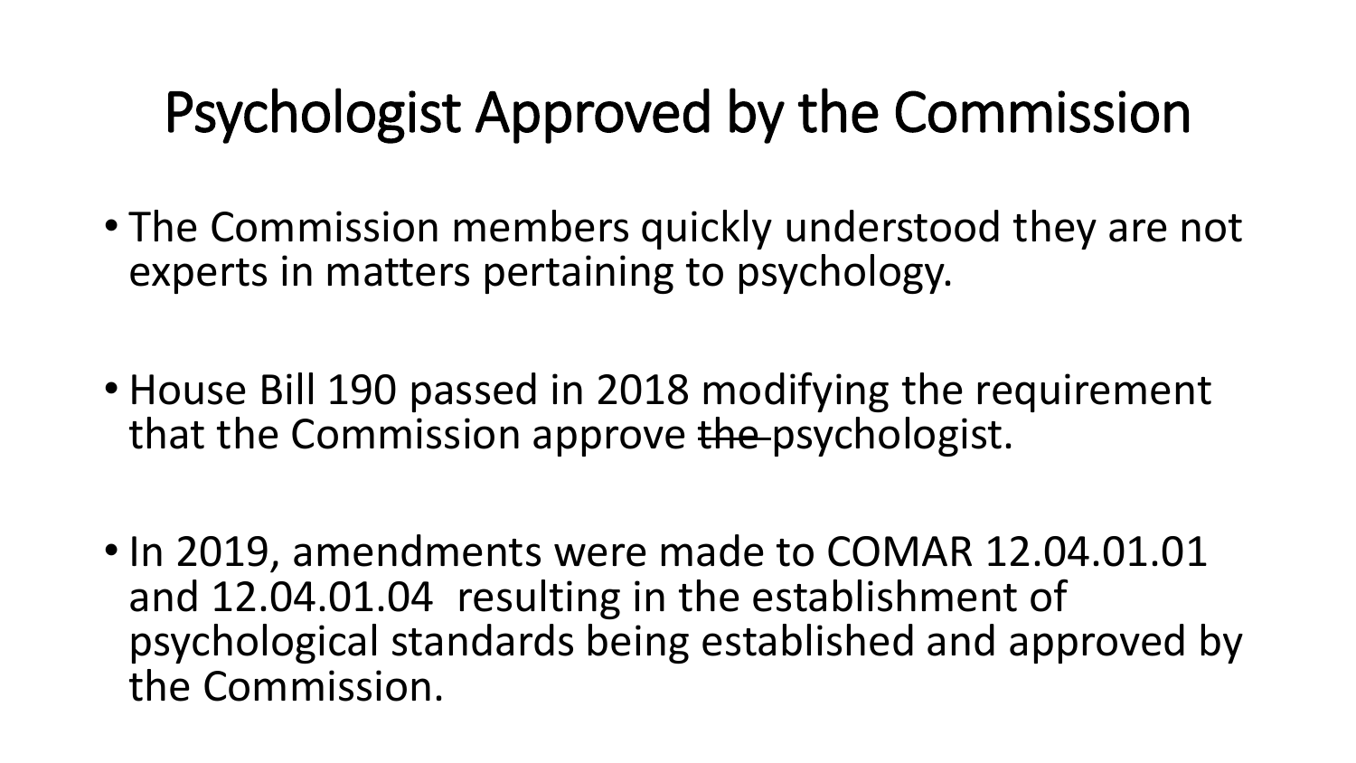# Psychologist Approved by the Commission

- The Commission members quickly understood they are not experts in matters pertaining to psychology.
- House Bill 190 passed in 2018 modifying the requirement that the Commission approve ~~the~~ psychologist.
- In 2019, amendments were made to COMAR 12.04.01.01 and 12.04.01.04 resulting in the establishment of psychological standards being established and approved by the Commission.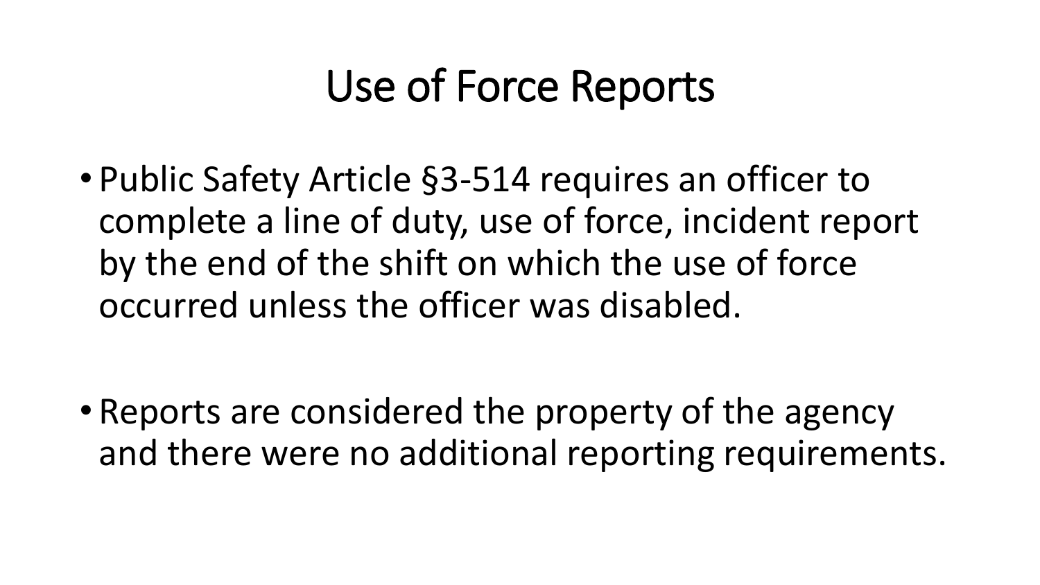# Use of Force Reports

- Public Safety Article §3-514 requires an officer to complete a line of duty, use of force, incident report by the end of the shift on which the use of force occurred unless the officer was disabled.

- Reports are considered the property of the agency and there were no additional reporting requirements.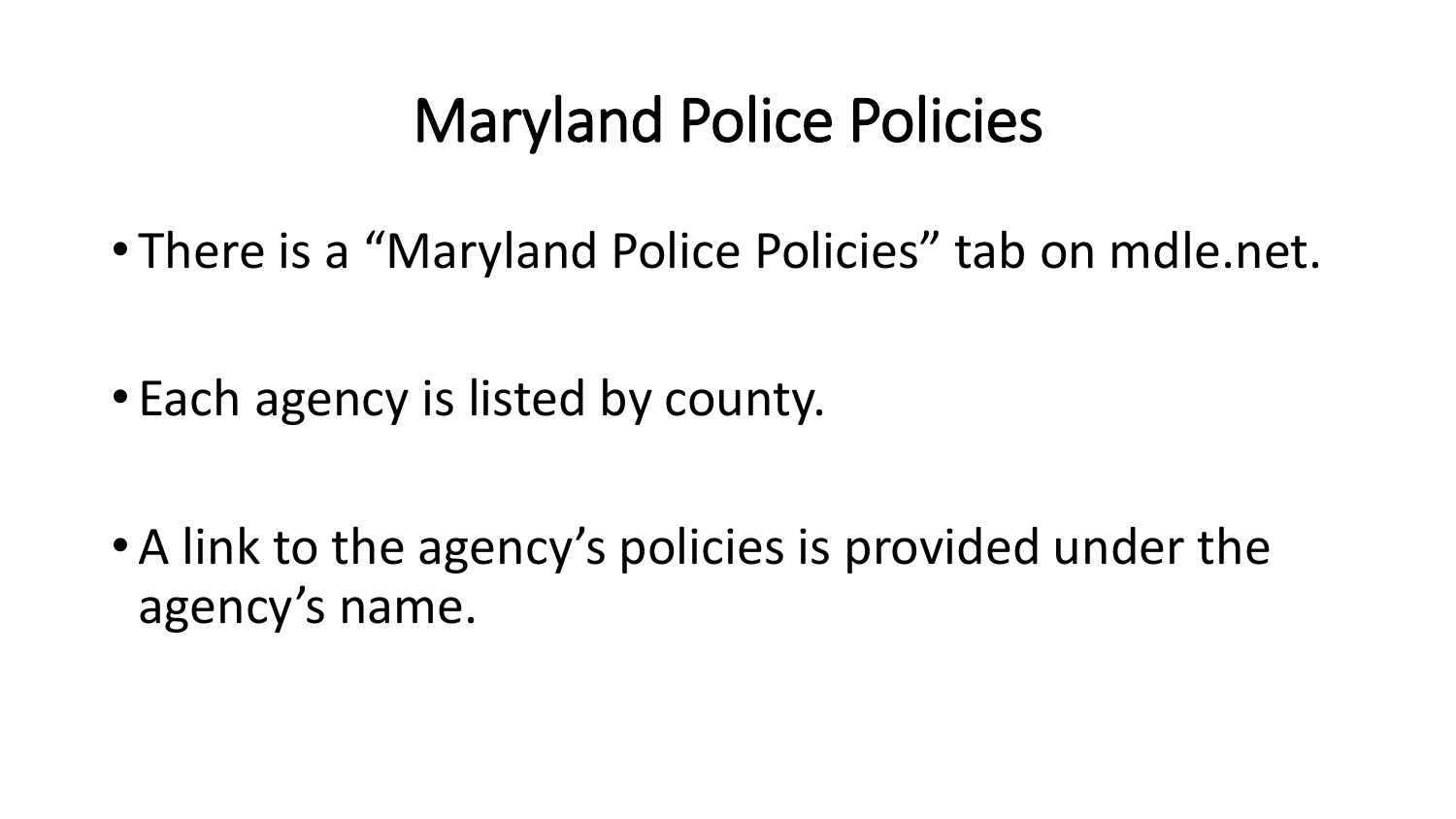# Maryland Police Policies

- There is a “Maryland Police Policies” tab on mdle.net.
- Each agency is listed by county.
- A link to the agency’s policies is provided under the agency’s name.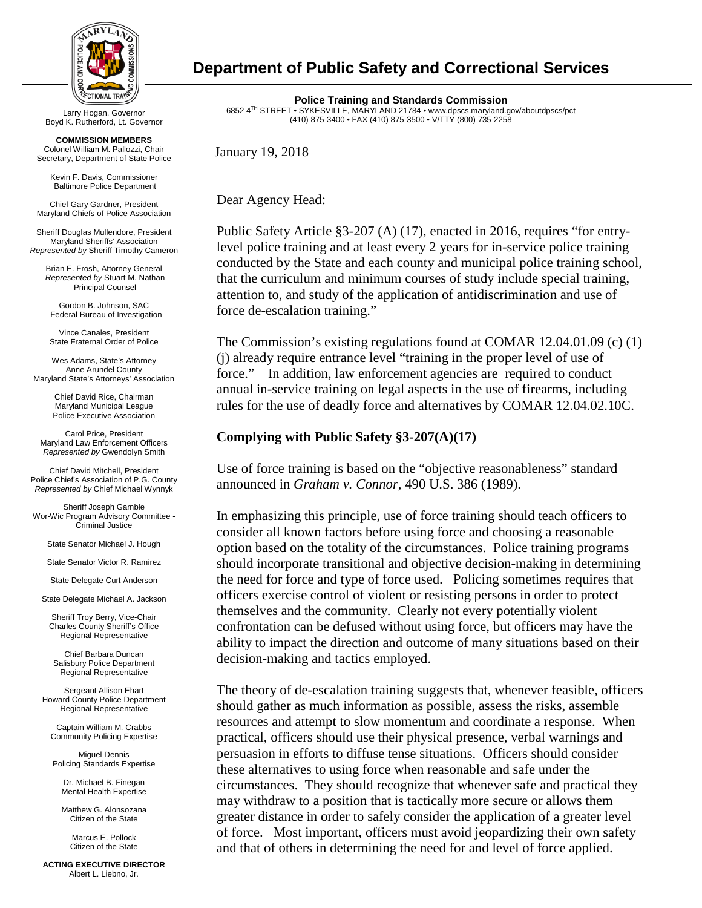# Department of Public Safety and Correctional Services

**Police Training and Standards Commission**
6852 4TH STREET • SYKESVILLE, MARYLAND 21784 • www.dpscs.maryland.gov/aboutdpscs/pct
(410) 875-3400 • FAX (410) 875-3500 • V/TTY (800) 735-2258

Larry Hogan, Governor
Boyd K. Rutherford, Lt. Governor

**COMMISSION MEMBERS**
Colonel William M. Pallozzi, Chair
Secretary, Department of State Police

Kevin F. Davis, Commissioner
Baltimore Police Department

Chief Gary Gardner, President
Maryland Chiefs of Police Association

Sheriff Douglas Mullendore, President
Maryland Sheriffs' Association
*Represented by* Sheriff Timothy Cameron

Brian E. Frosh, Attorney General
*Represented by* Stuart M. Nathan
Principal Counsel

Gordon B. Johnson, SAC
Federal Bureau of Investigation

Vince Canales, President
State Fraternal Order of Police

Wes Adams, State's Attorney
Anne Arundel County
Maryland State's Attorneys' Association

Chief David Rice, Chairman
Maryland Municipal League
Police Executive Association

Carol Price, President
Maryland Law Enforcement Officers
*Represented by* Gwendolyn Smith

Chief David Mitchell, President
Police Chief's Association of P.G. County
*Represented by* Chief Michael Wynnyk

Sheriff Joseph Gamble
Wor-Wic Program Advisory Committee - Criminal Justice

State Senator Michael J. Hough

State Senator Victor R. Ramirez

State Delegate Curt Anderson

State Delegate Michael A. Jackson

Sheriff Troy Berry, Vice-Chair
Charles County Sheriff's Office
Regional Representative

Chief Barbara Duncan
Salisbury Police Department
Regional Representative

Sergeant Allison Ehart
Howard County Police Department
Regional Representative

Captain William M. Crabbs
Community Policing Expertise

Miguel Dennis
Policing Standards Expertise

Dr. Michael B. Finegan
Mental Health Expertise

Matthew G. Alonsozana
Citizen of the State

Marcus E. Pollock
Citizen of the State

**ACTING EXECUTIVE DIRECTOR**
Albert L. Liebno, Jr.

January 19, 2018

Dear Agency Head:

Public Safety Article §3-207 (A) (17), enacted in 2016, requires "for entry-level police training and at least every 2 years for in-service police training conducted by the State and each county and municipal police training school, that the curriculum and minimum courses of study include special training, attention to, and study of the application of antidiscrimination and use of force de-escalation training."

The Commission's existing regulations found at COMAR 12.04.01.09 (c) (1) (j) already require entrance level "training in the proper level of use of force." In addition, law enforcement agencies are required to conduct annual in-service training on legal aspects in the use of firearms, including rules for the use of deadly force and alternatives by COMAR 12.04.02.10C.

**Complying with Public Safety §3-207(A)(17)**

Use of force training is based on the "objective reasonableness" standard announced in *Graham v. Connor*, 490 U.S. 386 (1989).

In emphasizing this principle, use of force training should teach officers to consider all known factors before using force and choosing a reasonable option based on the totality of the circumstances. Police training programs should incorporate transitional and objective decision-making in determining the need for force and type of force used. Policing sometimes requires that officers exercise control of violent or resisting persons in order to protect themselves and the community. Clearly not every potentially violent confrontation can be defused without using force, but officers may have the ability to impact the direction and outcome of many situations based on their decision-making and tactics employed.

The theory of de-escalation training suggests that, whenever feasible, officers should gather as much information as possible, assess the risks, assemble resources and attempt to slow momentum and coordinate a response. When practical, officers should use their physical presence, verbal warnings and persuasion in efforts to diffuse tense situations. Officers should consider these alternatives to using force when reasonable and safe under the circumstances. They should recognize that whenever safe and practical they may withdraw to a position that is tactically more secure or allows them greater distance in order to safely consider the application of a greater level of force. Most important, officers must avoid jeopardizing their own safety and that of others in determining the need for and level of force applied.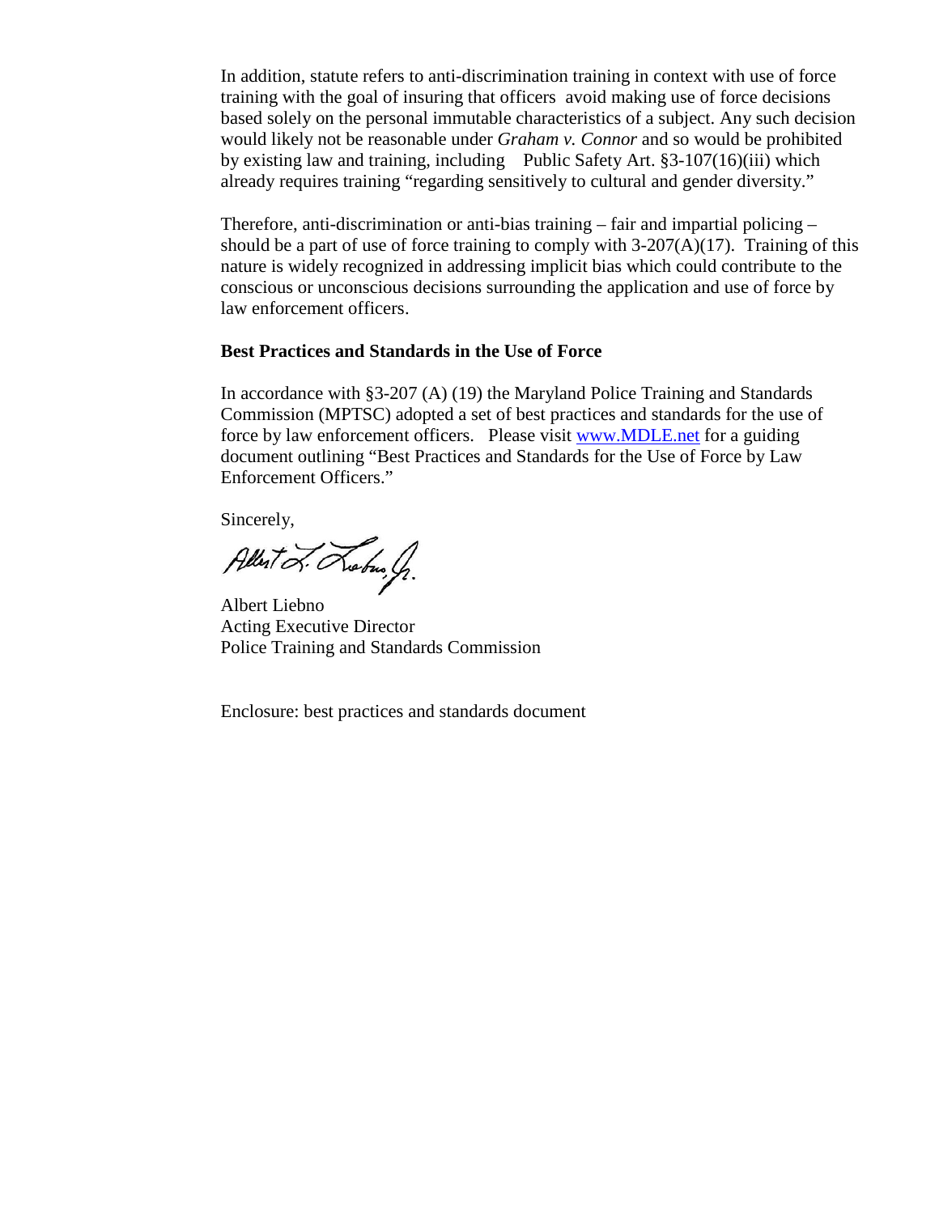In addition, statute refers to anti-discrimination training in context with use of force training with the goal of insuring that officers avoid making use of force decisions based solely on the personal immutable characteristics of a subject. Any such decision would likely not be reasonable under *Graham v. Connor* and so would be prohibited by existing law and training, including Public Safety Art. §3-107(16)(iii) which already requires training "regarding sensitively to cultural and gender diversity."

Therefore, anti-discrimination or anti-bias training – fair and impartial policing – should be a part of use of force training to comply with 3-207(A)(17). Training of this nature is widely recognized in addressing implicit bias which could contribute to the conscious or unconscious decisions surrounding the application and use of force by law enforcement officers.

**Best Practices and Standards in the Use of Force**

In accordance with §3-207 (A) (19) the Maryland Police Training and Standards Commission (MPTSC) adopted a set of best practices and standards for the use of force by law enforcement officers. Please visit [www.MDLE.net](www.MDLE.net) for a guiding document outlining "Best Practices and Standards for the Use of Force by Law Enforcement Officers."

Sincerely,

Albert Liebno
Acting Executive Director
Police Training and Standards Commission

Enclosure: best practices and standards document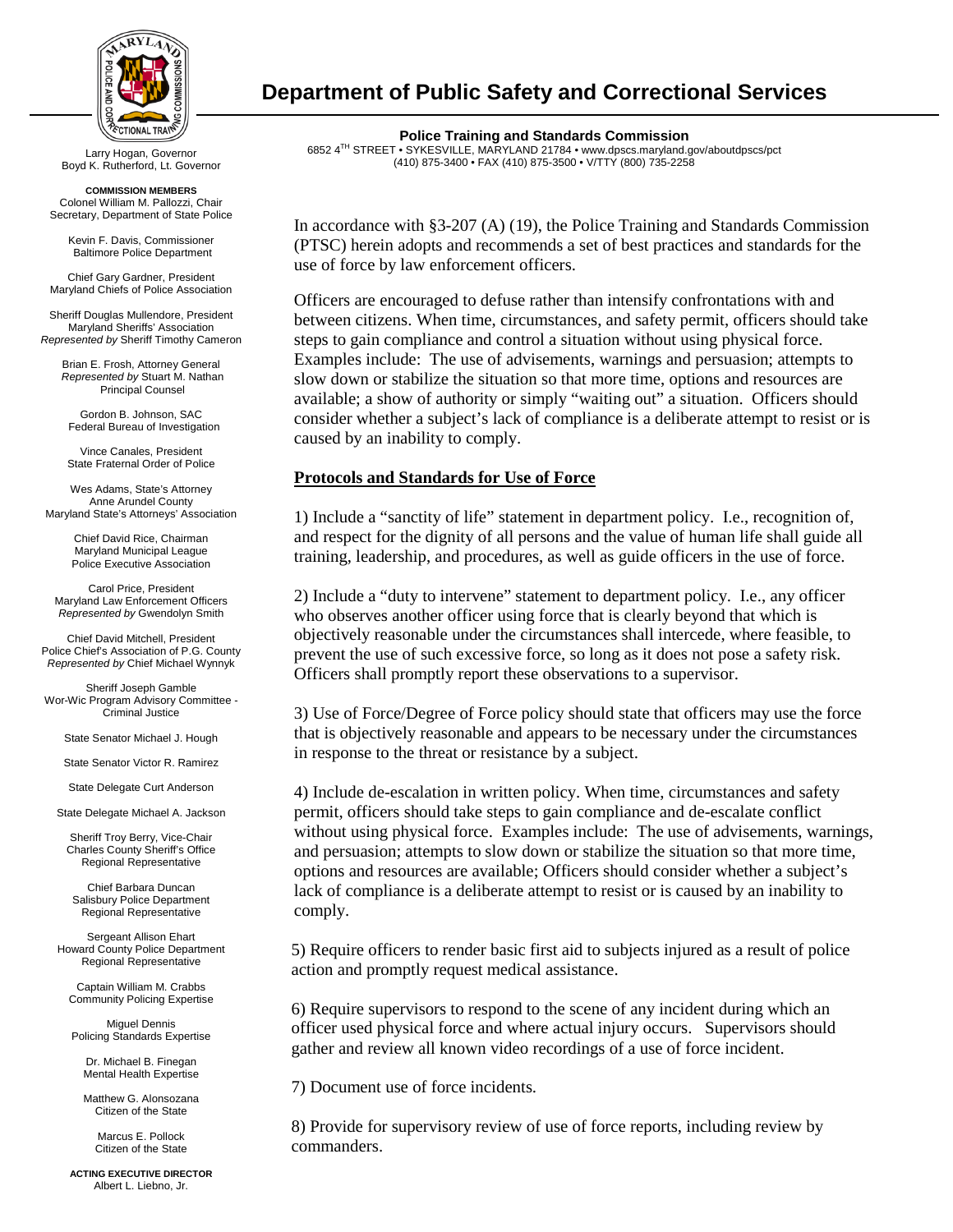# Department of Public Safety and Correctional Services

**Police Training and Standards Commission**
6852 4TH STREET • SYKESVILLE, MARYLAND 21784 • www.dpscs.maryland.gov/aboutdpscs/pct
(410) 875-3400 • FAX (410) 875-3500 • V/TTY (800) 735-2258

Larry Hogan, Governor
Boyd K. Rutherford, Lt. Governor

**COMMISSION MEMBERS**
Colonel William M. Pallozzi, Chair
Secretary, Department of State Police

Kevin F. Davis, Commissioner
Baltimore Police Department

Chief Gary Gardner, President
Maryland Chiefs of Police Association

Sheriff Douglas Mullendore, President
Maryland Sheriffs' Association
*Represented by* Sheriff Timothy Cameron

Brian E. Frosh, Attorney General
*Represented by* Stuart M. Nathan
Principal Counsel

Gordon B. Johnson, SAC
Federal Bureau of Investigation

Vince Canales, President
State Fraternal Order of Police

Wes Adams, State's Attorney
Anne Arundel County
Maryland State's Attorneys' Association

Chief David Rice, Chairman
Maryland Municipal League
Police Executive Association

Carol Price, President
Maryland Law Enforcement Officers
*Represented by* Gwendolyn Smith

Chief David Mitchell, President
Police Chief's Association of P.G. County
*Represented by* Chief Michael Wynnyk

Sheriff Joseph Gamble
Wor-Wic Program Advisory Committee -
Criminal Justice

State Senator Michael J. Hough

State Senator Victor R. Ramirez

State Delegate Curt Anderson

State Delegate Michael A. Jackson

Sheriff Troy Berry, Vice-Chair
Charles County Sheriff's Office
Regional Representative

Chief Barbara Duncan
Salisbury Police Department
Regional Representative

Sergeant Allison Ehart
Howard County Police Department
Regional Representative

Captain William M. Crabbs
Community Policing Expertise

Miguel Dennis
Policing Standards Expertise

Dr. Michael B. Finegan
Mental Health Expertise

Matthew G. Alonsozana
Citizen of the State

Marcus E. Pollock
Citizen of the State

**ACTING EXECUTIVE DIRECTOR**
Albert L. Liebno, Jr.

In accordance with §3-207 (A) (19), the Police Training and Standards Commission (PTSC) herein adopts and recommends a set of best practices and standards for the use of force by law enforcement officers.

Officers are encouraged to defuse rather than intensify confrontations with and between citizens. When time, circumstances, and safety permit, officers should take steps to gain compliance and control a situation without using physical force. Examples include: The use of advisements, warnings and persuasion; attempts to slow down or stabilize the situation so that more time, options and resources are available; a show of authority or simply "waiting out" a situation. Officers should consider whether a subject's lack of compliance is a deliberate attempt to resist or is caused by an inability to comply.

**Protocols and Standards for Use of Force**

1) Include a "sanctity of life" statement in department policy. I.e., recognition of, and respect for the dignity of all persons and the value of human life shall guide all training, leadership, and procedures, as well as guide officers in the use of force.

2) Include a "duty to intervene" statement to department policy. I.e., any officer who observes another officer using force that is clearly beyond that which is objectively reasonable under the circumstances shall intercede, where feasible, to prevent the use of such excessive force, so long as it does not pose a safety risk. Officers shall promptly report these observations to a supervisor.

3) Use of Force/Degree of Force policy should state that officers may use the force that is objectively reasonable and appears to be necessary under the circumstances in response to the threat or resistance by a subject.

4) Include de-escalation in written policy. When time, circumstances and safety permit, officers should take steps to gain compliance and de-escalate conflict without using physical force. Examples include: The use of advisements, warnings, and persuasion; attempts to slow down or stabilize the situation so that more time, options and resources are available; Officers should consider whether a subject's lack of compliance is a deliberate attempt to resist or is caused by an inability to comply.

5) Require officers to render basic first aid to subjects injured as a result of police action and promptly request medical assistance.

6) Require supervisors to respond to the scene of any incident during which an officer used physical force and where actual injury occurs. Supervisors should gather and review all known video recordings of a use of force incident.

7) Document use of force incidents.

8) Provide for supervisory review of use of force reports, including review by commanders.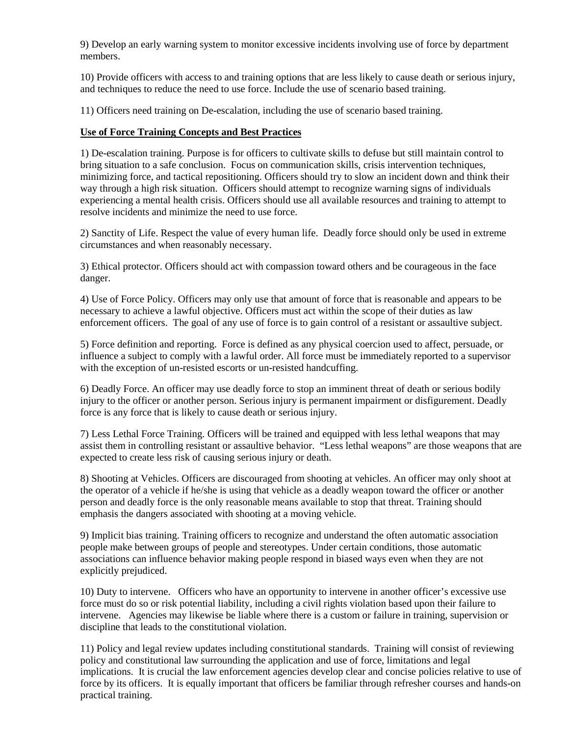9) Develop an early warning system to monitor excessive incidents involving use of force by department members.

10) Provide officers with access to and training options that are less likely to cause death or serious injury, and techniques to reduce the need to use force. Include the use of scenario based training.

11) Officers need training on De-escalation, including the use of scenario based training.

**Use of Force Training Concepts and Best Practices**

1) De-escalation training. Purpose is for officers to cultivate skills to defuse but still maintain control to bring situation to a safe conclusion. Focus on communication skills, crisis intervention techniques, minimizing force, and tactical repositioning. Officers should try to slow an incident down and think their way through a high risk situation. Officers should attempt to recognize warning signs of individuals experiencing a mental health crisis. Officers should use all available resources and training to attempt to resolve incidents and minimize the need to use force.

2) Sanctity of Life. Respect the value of every human life. Deadly force should only be used in extreme circumstances and when reasonably necessary.

3) Ethical protector. Officers should act with compassion toward others and be courageous in the face danger.

4) Use of Force Policy. Officers may only use that amount of force that is reasonable and appears to be necessary to achieve a lawful objective. Officers must act within the scope of their duties as law enforcement officers. The goal of any use of force is to gain control of a resistant or assaultive subject.

5) Force definition and reporting. Force is defined as any physical coercion used to affect, persuade, or influence a subject to comply with a lawful order. All force must be immediately reported to a supervisor with the exception of un-resisted escorts or un-resisted handcuffing.

6) Deadly Force. An officer may use deadly force to stop an imminent threat of death or serious bodily injury to the officer or another person. Serious injury is permanent impairment or disfigurement. Deadly force is any force that is likely to cause death or serious injury.

7) Less Lethal Force Training. Officers will be trained and equipped with less lethal weapons that may assist them in controlling resistant or assaultive behavior. "Less lethal weapons" are those weapons that are expected to create less risk of causing serious injury or death.

8) Shooting at Vehicles. Officers are discouraged from shooting at vehicles. An officer may only shoot at the operator of a vehicle if he/she is using that vehicle as a deadly weapon toward the officer or another person and deadly force is the only reasonable means available to stop that threat. Training should emphasis the dangers associated with shooting at a moving vehicle.

9) Implicit bias training. Training officers to recognize and understand the often automatic association people make between groups of people and stereotypes. Under certain conditions, those automatic associations can influence behavior making people respond in biased ways even when they are not explicitly prejudiced.

10) Duty to intervene. Officers who have an opportunity to intervene in another officer's excessive use force must do so or risk potential liability, including a civil rights violation based upon their failure to intervene. Agencies may likewise be liable where there is a custom or failure in training, supervision or discipline that leads to the constitutional violation.

11) Policy and legal review updates including constitutional standards. Training will consist of reviewing policy and constitutional law surrounding the application and use of force, limitations and legal implications. It is crucial the law enforcement agencies develop clear and concise policies relative to use of force by its officers. It is equally important that officers be familiar through refresher courses and hands-on practical training.